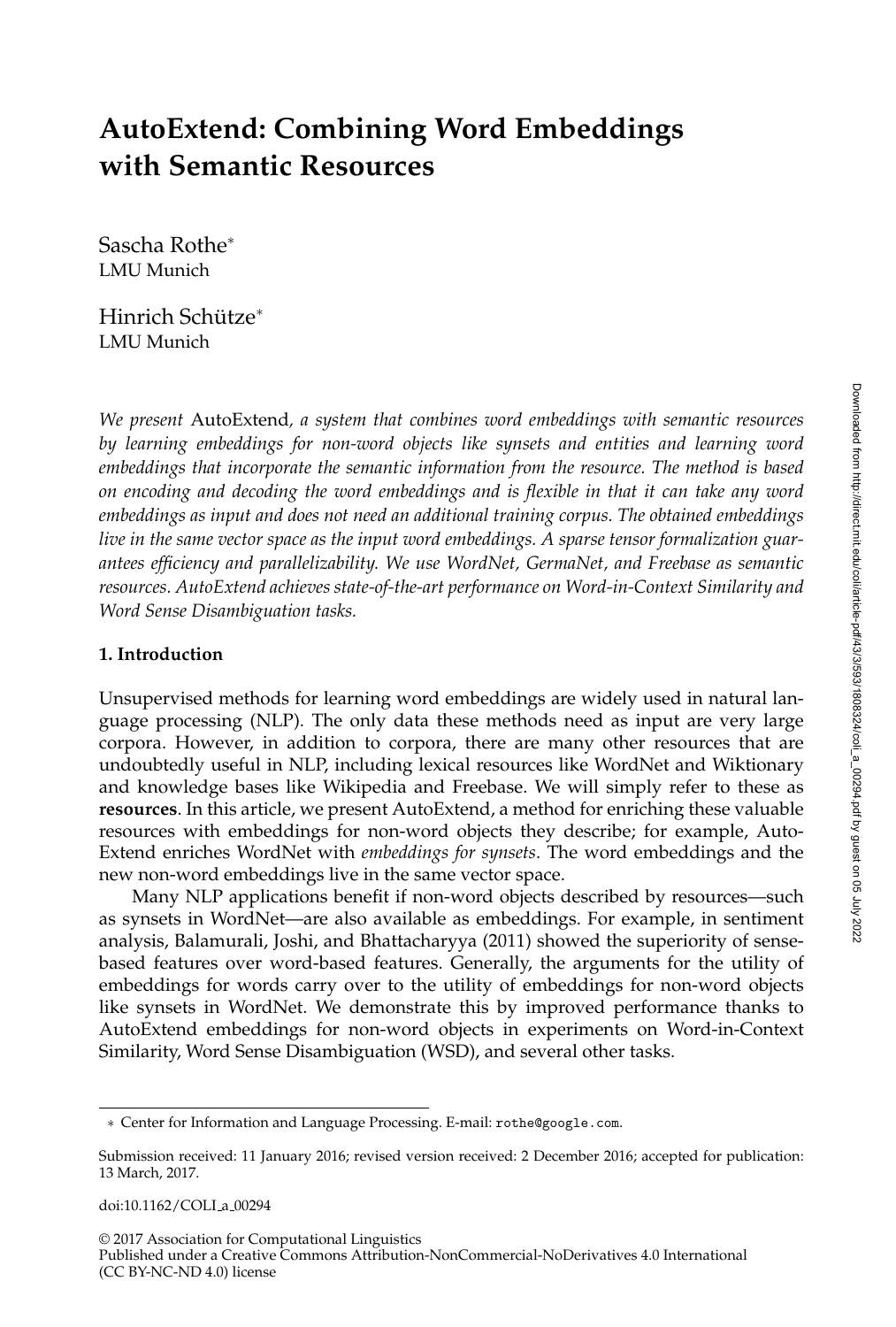# AutoExtend: Combining Word Embeddings with Semantic Resources

Sascha Rothe*
LMU Munich

Hinrich Schütze*
LMU Munich

*We present* AutoExtend*, a system that combines word embeddings with semantic resources by learning embeddings for non-word objects like synsets and entities and learning word embeddings that incorporate the semantic information from the resource. The method is based on encoding and decoding the word embeddings and is flexible in that it can take any word embeddings as input and does not need an additional training corpus. The obtained embeddings live in the same vector space as the input word embeddings. A sparse tensor formalization guarantees efficiency and parallelizability. We use WordNet, GermaNet, and Freebase as semantic resources. AutoExtend achieves state-of-the-art performance on Word-in-Context Similarity and Word Sense Disambiguation tasks.*

## 1. Introduction

Unsupervised methods for learning word embeddings are widely used in natural language processing (NLP). The only data these methods need as input are very large corpora. However, in addition to corpora, there are many other resources that are undoubtedly useful in NLP, including lexical resources like WordNet and Wiktionary and knowledge bases like Wikipedia and Freebase. We will simply refer to these as **resources**. In this article, we present AutoExtend, a method for enriching these valuable resources with embeddings for non-word objects they describe; for example, AutoExtend enriches WordNet with *embeddings for synsets*. The word embeddings and the new non-word embeddings live in the same vector space.

Many NLP applications benefit if non-word objects described by resources—such as synsets in WordNet—are also available as embeddings. For example, in sentiment analysis, Balamurali, Joshi, and Bhattacharyya (2011) showed the superiority of sense-based features over word-based features. Generally, the arguments for the utility of embeddings for words carry over to the utility of embeddings for non-word objects like synsets in WordNet. We demonstrate this by improved performance thanks to AutoExtend embeddings for non-word objects in experiments on Word-in-Context Similarity, Word Sense Disambiguation (WSD), and several other tasks.

---

* Center for Information and Language Processing. E-mail: rothe@google.com.

Submission received: 11 January 2016; revised version received: 2 December 2016; accepted for publication: 13 March, 2017.

doi:10.1162/COLI_a_00294

© 2017 Association for Computational Linguistics
Published under a Creative Commons Attribution-NonCommercial-NoDerivatives 4.0 International (CC BY-NC-ND 4.0) license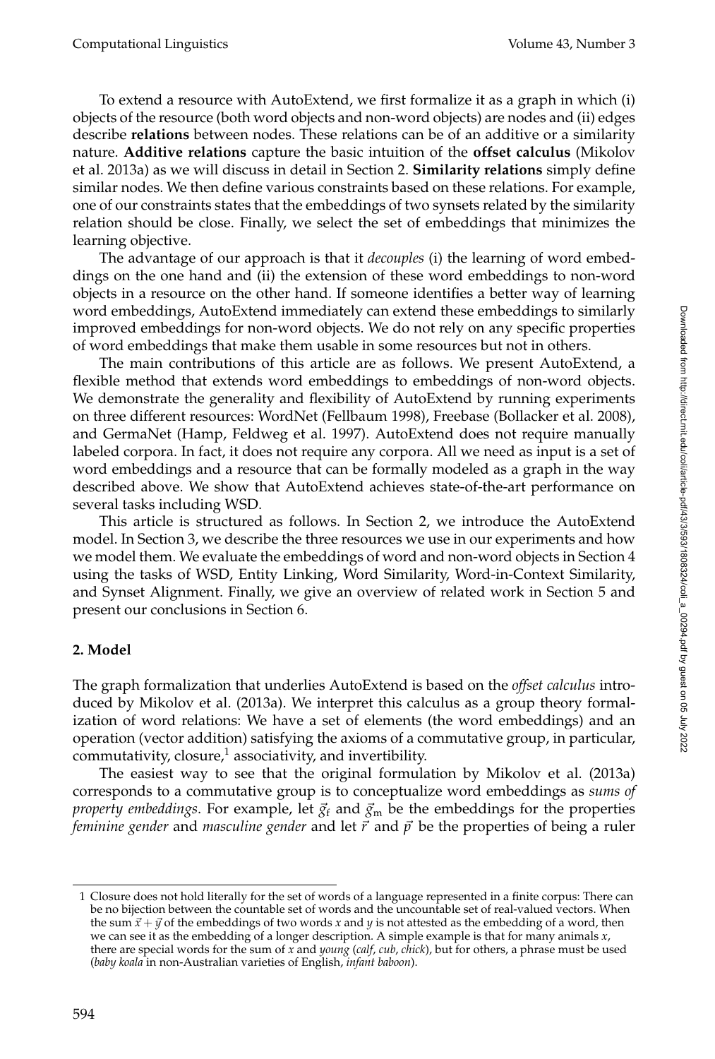To extend a resource with AutoExtend, we first formalize it as a graph in which (i) objects of the resource (both word objects and non-word objects) are nodes and (ii) edges describe **relations** between nodes. These relations can be of an additive or a similarity nature. **Additive relations** capture the basic intuition of the **offset calculus** (Mikolov et al. 2013a) as we will discuss in detail in Section 2. **Similarity relations** simply define similar nodes. We then define various constraints based on these relations. For example, one of our constraints states that the embeddings of two synsets related by the similarity relation should be close. Finally, we select the set of embeddings that minimizes the learning objective.

The advantage of our approach is that it *decouples* (i) the learning of word embeddings on the one hand and (ii) the extension of these word embeddings to non-word objects in a resource on the other hand. If someone identifies a better way of learning word embeddings, AutoExtend immediately can extend these embeddings to similarly improved embeddings for non-word objects. We do not rely on any specific properties of word embeddings that make them usable in some resources but not in others.

The main contributions of this article are as follows. We present AutoExtend, a flexible method that extends word embeddings to embeddings of non-word objects. We demonstrate the generality and flexibility of AutoExtend by running experiments on three different resources: WordNet (Fellbaum 1998), Freebase (Bollacker et al. 2008), and GermaNet (Hamp, Feldweg et al. 1997). AutoExtend does not require manually labeled corpora. In fact, it does not require any corpora. All we need as input is a set of word embeddings and a resource that can be formally modeled as a graph in the way described above. We show that AutoExtend achieves state-of-the-art performance on several tasks including WSD.

This article is structured as follows. In Section 2, we introduce the AutoExtend model. In Section 3, we describe the three resources we use in our experiments and how we model them. We evaluate the embeddings of word and non-word objects in Section 4 using the tasks of WSD, Entity Linking, Word Similarity, Word-in-Context Similarity, and Synset Alignment. Finally, we give an overview of related work in Section 5 and present our conclusions in Section 6.

## 2. Model

The graph formalization that underlies AutoExtend is based on the *offset calculus* introduced by Mikolov et al. (2013a). We interpret this calculus as a group theory formalization of word relations: We have a set of elements (the word embeddings) and an operation (vector addition) satisfying the axioms of a commutative group, in particular, commutativity, closure,[1] associativity, and invertibility.

The easiest way to see that the original formulation by Mikolov et al. (2013a) corresponds to a commutative group is to conceptualize word embeddings as *sums of property embeddings*. For example, let $\vec{g}_{\mathrm{f}}$ and $\vec{g}_{\mathrm{m}}$ be the embeddings for the properties *feminine gender* and *masculine gender* and let $\vec{r}$ and $\vec{p}$ be the properties of being a ruler

---

1 Closure does not hold literally for the set of words of a language represented in a finite corpus: There can be no bijection between the countable set of words and the uncountable set of real-valued vectors. When the sum $\vec{x} + \vec{y}$ of the embeddings of two words $x$ and $y$ is not attested as the embedding of a word, then we can see it as the embedding of a longer description. A simple example is that for many animals $x$, there are special words for the sum of $x$ and *young* (*calf*, *cub*, *chick*), but for others, a phrase must be used (*baby koala* in non-Australian varieties of English, *infant baboon*).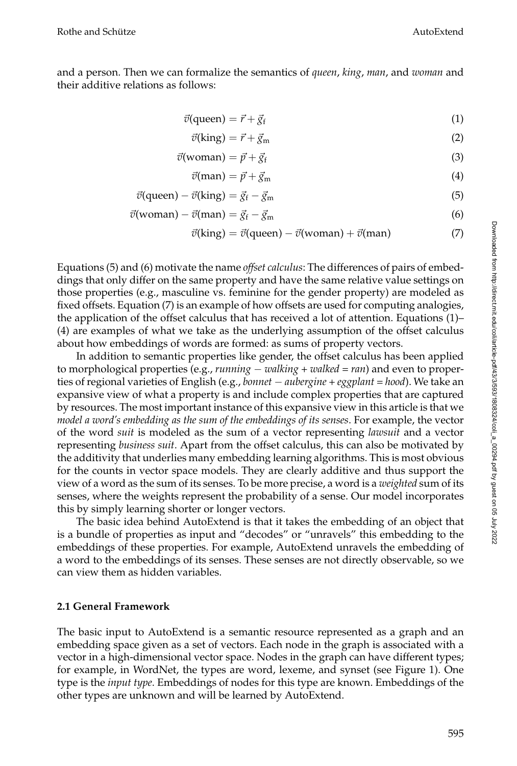and a person. Then we can formalize the semantics of *queen*, *king*, *man*, and *woman* and their additive relations as follows:

$$\vec{v}(\text{queen}) = \vec{r} + \vec{g}_\text{f} \tag{1}$$

$$\vec{v}(\text{king}) = \vec{r} + \vec{g}_\text{m} \tag{2}$$

$$\vec{v}(\text{woman}) = \vec{p} + \vec{g}_\text{f} \tag{3}$$

$$\vec{v}(\text{man}) = \vec{p} + \vec{g}_\text{m} \tag{4}$$

$$\vec{v}(\text{queen}) - \vec{v}(\text{king}) = \vec{g}_\text{f} - \vec{g}_\text{m} \tag{5}$$

$$\vec{v}(\text{woman}) - \vec{v}(\text{man}) = \vec{g}_\text{f} - \vec{g}_\text{m} \tag{6}$$

$$\vec{v}(\text{king}) = \vec{v}(\text{queen}) - \vec{v}(\text{woman}) + \vec{v}(\text{man}) \tag{7}$$

Equations (5) and (6) motivate the name *offset calculus*: The differences of pairs of embeddings that only differ on the same property and have the same relative value settings on those properties (e.g., masculine vs. feminine for the gender property) are modeled as fixed offsets. Equation (7) is an example of how offsets are used for computing analogies, the application of the offset calculus that has received a lot of attention. Equations (1)–(4) are examples of what we take as the underlying assumption of the offset calculus about how embeddings of words are formed: as sums of property vectors.

In addition to semantic properties like gender, the offset calculus has been applied to morphological properties (e.g., *running* − *walking* + *walked* = *ran*) and even to properties of regional varieties of English (e.g., *bonnet* − *aubergine* + *eggplant* = *hood*). We take an expansive view of what a property is and include complex properties that are captured by resources. The most important instance of this expansive view in this article is that we *model a word's embedding as the sum of the embeddings of its senses*. For example, the vector of the word *suit* is modeled as the sum of a vector representing *lawsuit* and a vector representing *business suit*. Apart from the offset calculus, this can also be motivated by the additivity that underlies many embedding learning algorithms. This is most obvious for the counts in vector space models. They are clearly additive and thus support the view of a word as the sum of its senses. To be more precise, a word is a *weighted* sum of its senses, where the weights represent the probability of a sense. Our model incorporates this by simply learning shorter or longer vectors.

The basic idea behind AutoExtend is that it takes the embedding of an object that is a bundle of properties as input and "decodes" or "unravels" this embedding to the embeddings of these properties. For example, AutoExtend unravels the embedding of a word to the embeddings of its senses. These senses are not directly observable, so we can view them as hidden variables.

### 2.1 General Framework

The basic input to AutoExtend is a semantic resource represented as a graph and an embedding space given as a set of vectors. Each node in the graph is associated with a vector in a high-dimensional vector space. Nodes in the graph can have different types; for example, in WordNet, the types are word, lexeme, and synset (see Figure 1). One type is the *input type*. Embeddings of nodes for this type are known. Embeddings of the other types are unknown and will be learned by AutoExtend.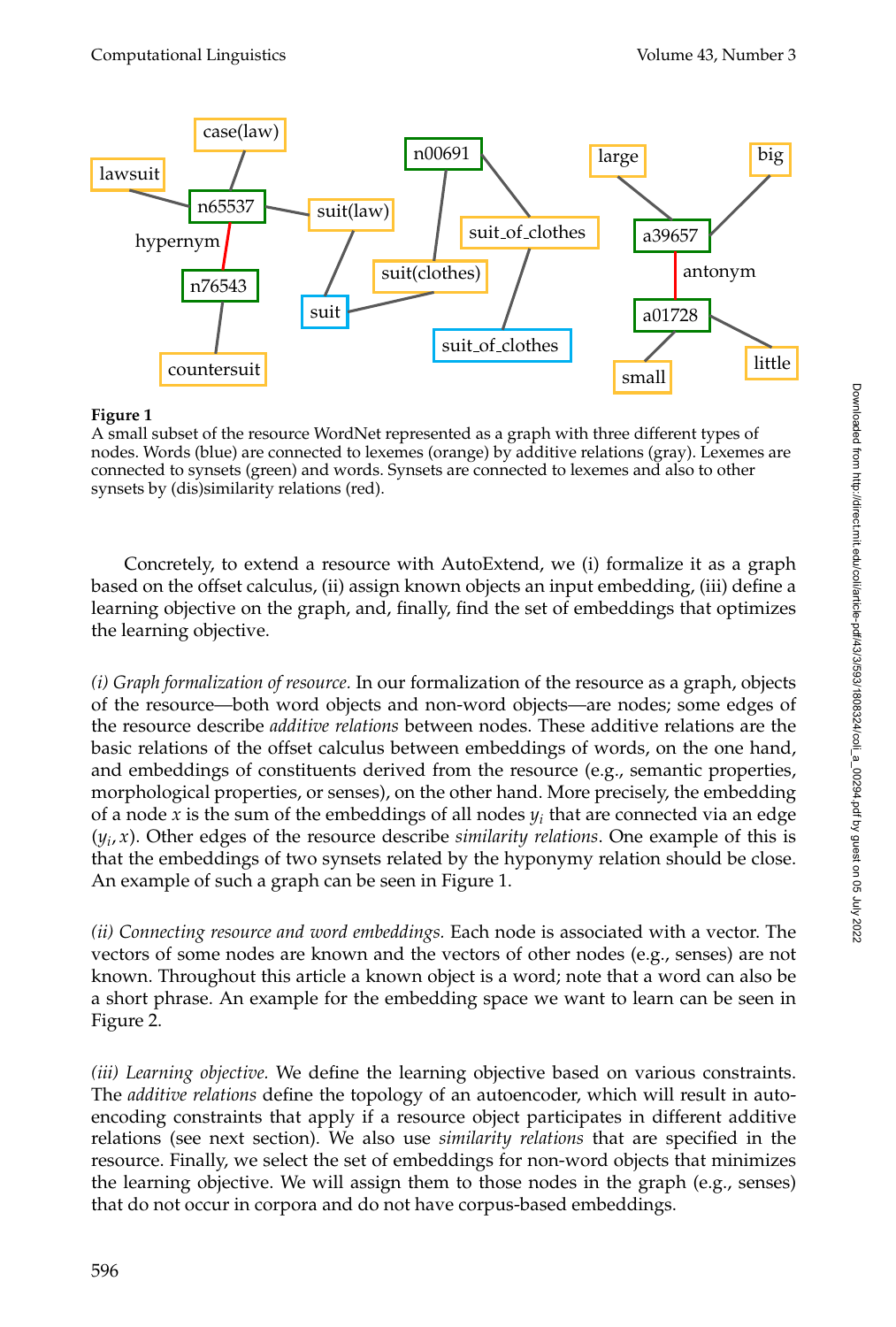**Figure 1**
A small subset of the resource WordNet represented as a graph with three different types of nodes. Words (blue) are connected to lexemes (orange) by additive relations (gray). Lexemes are connected to synsets (green) and words. Synsets are connected to lexemes and also to other synsets by (dis)similarity relations (red).

Concretely, to extend a resource with AutoExtend, we (i) formalize it as a graph based on the offset calculus, (ii) assign known objects an input embedding, (iii) define a learning objective on the graph, and, finally, find the set of embeddings that optimizes the learning objective.

*(i) Graph formalization of resource.* In our formalization of the resource as a graph, objects of the resource—both word objects and non-word objects—are nodes; some edges of the resource describe *additive relations* between nodes. These additive relations are the basic relations of the offset calculus between embeddings of words, on the one hand, and embeddings of constituents derived from the resource (e.g., semantic properties, morphological properties, or senses), on the other hand. More precisely, the embedding of a node $x$ is the sum of the embeddings of all nodes $y_i$ that are connected via an edge $(y_i, x)$. Other edges of the resource describe *similarity relations*. One example of this is that the embeddings of two synsets related by the hyponymy relation should be close. An example of such a graph can be seen in Figure 1.

*(ii) Connecting resource and word embeddings.* Each node is associated with a vector. The vectors of some nodes are known and the vectors of other nodes (e.g., senses) are not known. Throughout this article a known object is a word; note that a word can also be a short phrase. An example for the embedding space we want to learn can be seen in Figure 2.

*(iii) Learning objective.* We define the learning objective based on various constraints. The *additive relations* define the topology of an autoencoder, which will result in auto-encoding constraints that apply if a resource object participates in different additive relations (see next section). We also use *similarity relations* that are specified in the resource. Finally, we select the set of embeddings for non-word objects that minimizes the learning objective. We will assign them to those nodes in the graph (e.g., senses) that do not occur in corpora and do not have corpus-based embeddings.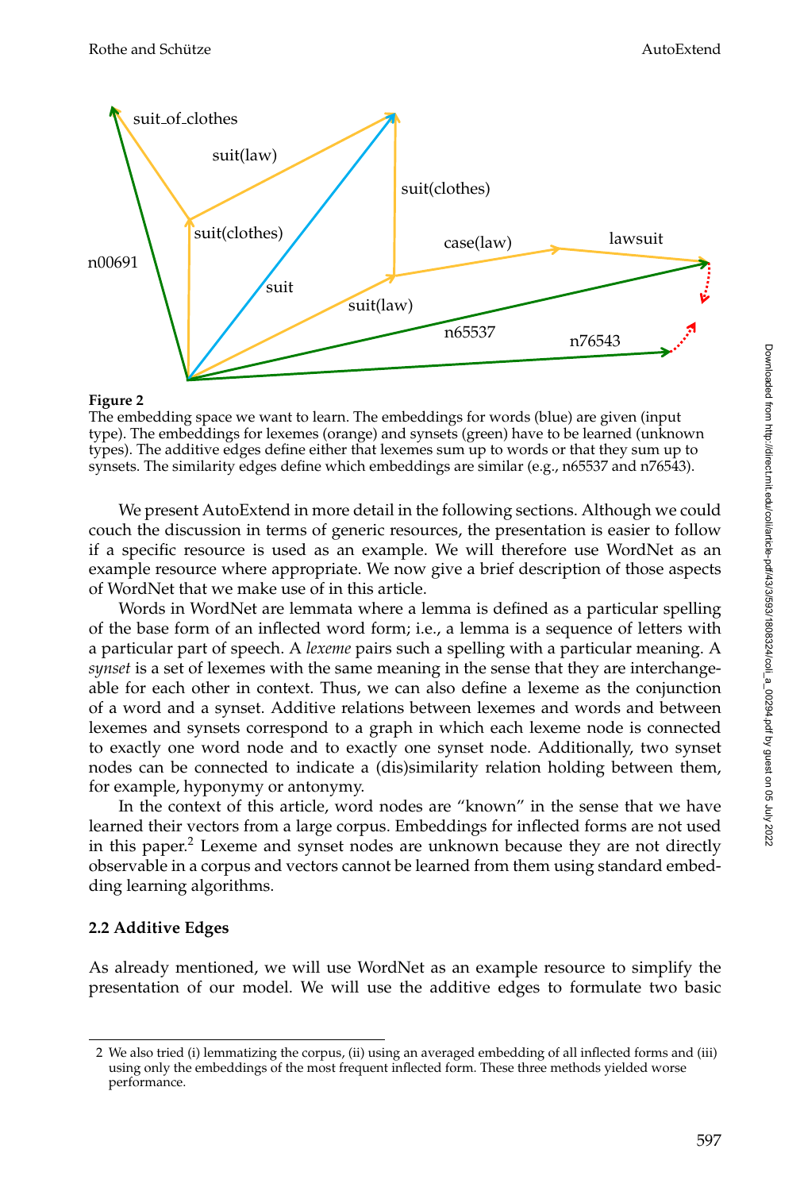**Figure 2**
The embedding space we want to learn. The embeddings for words (blue) are given (input type). The embeddings for lexemes (orange) and synsets (green) have to be learned (unknown types). The additive edges define either that lexemes sum up to words or that they sum up to synsets. The similarity edges define which embeddings are similar (e.g., n65537 and n76543).

We present AutoExtend in more detail in the following sections. Although we could couch the discussion in terms of generic resources, the presentation is easier to follow if a specific resource is used as an example. We will therefore use WordNet as an example resource where appropriate. We now give a brief description of those aspects of WordNet that we make use of in this article.

Words in WordNet are lemmata where a lemma is defined as a particular spelling of the base form of an inflected word form; i.e., a lemma is a sequence of letters with a particular part of speech. A *lexeme* pairs such a spelling with a particular meaning. A *synset* is a set of lexemes with the same meaning in the sense that they are interchangeable for each other in context. Thus, we can also define a lexeme as the conjunction of a word and a synset. Additive relations between lexemes and words and between lexemes and synsets correspond to a graph in which each lexeme node is connected to exactly one word node and to exactly one synset node. Additionally, two synset nodes can be connected to indicate a (dis)similarity relation holding between them, for example, hyponymy or antonymy.

In the context of this article, word nodes are "known" in the sense that we have learned their vectors from a large corpus. Embeddings for inflected forms are not used in this paper.[2] Lexeme and synset nodes are unknown because they are not directly observable in a corpus and vectors cannot be learned from them using standard embedding learning algorithms.

### 2.2 Additive Edges

As already mentioned, we will use WordNet as an example resource to simplify the presentation of our model. We will use the additive edges to formulate two basic

2 We also tried (i) lemmatizing the corpus, (ii) using an averaged embedding of all inflected forms and (iii) using only the embeddings of the most frequent inflected form. These three methods yielded worse performance.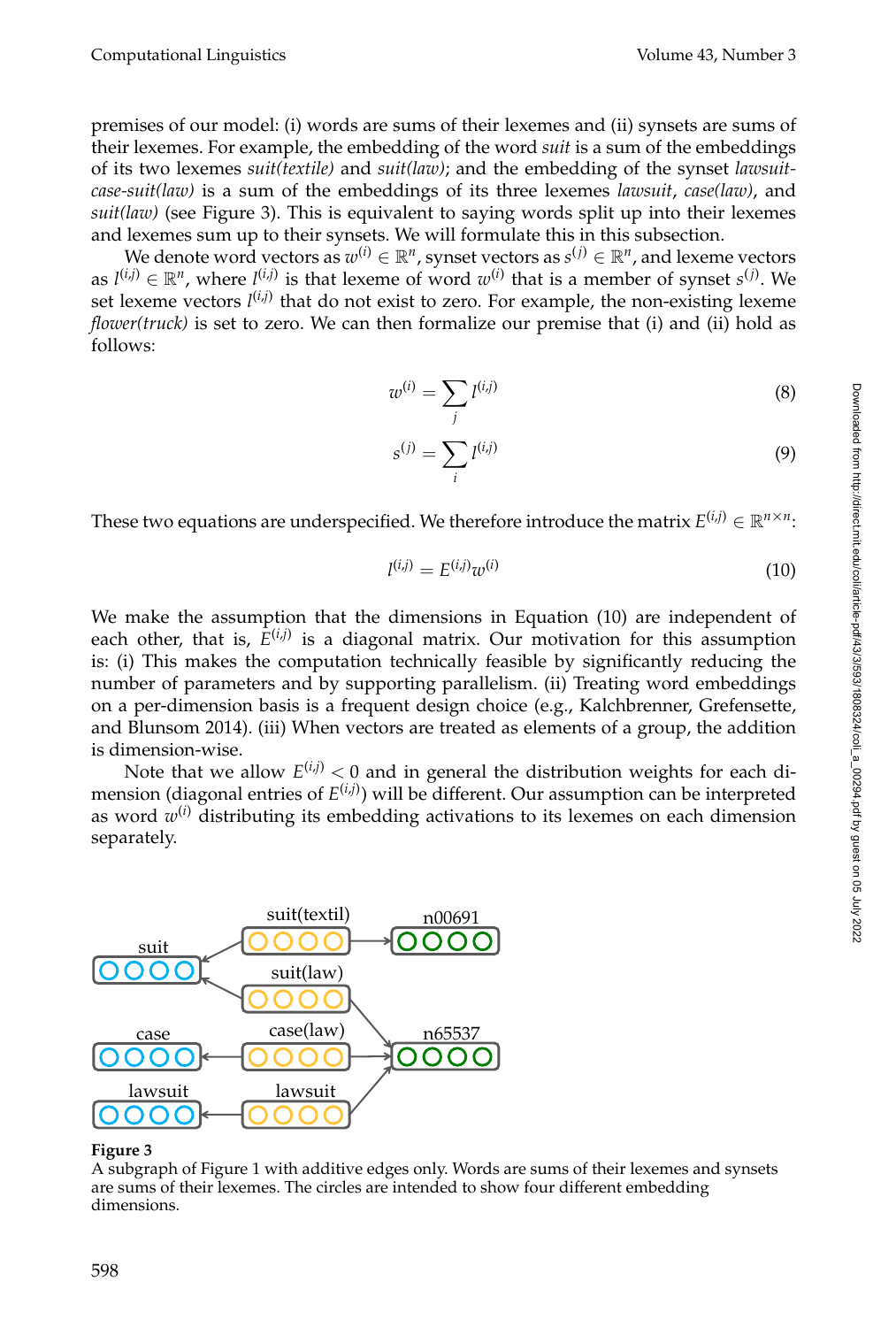premises of our model: (i) words are sums of their lexemes and (ii) synsets are sums of their lexemes. For example, the embedding of the word *suit* is a sum of the embeddings of its two lexemes *suit(textile)* and *suit(law)*; and the embedding of the synset *lawsuit-case-suit(law)* is a sum of the embeddings of its three lexemes *lawsuit*, *case(law)*, and *suit(law)* (see Figure 3). This is equivalent to saying words split up into their lexemes and lexemes sum up to their synsets. We will formulate this in this subsection.

We denote word vectors as $w^{(i)} \in \mathbb{R}^n$, synset vectors as $s^{(j)} \in \mathbb{R}^n$, and lexeme vectors as $l^{(i,j)} \in \mathbb{R}^n$, where $l^{(i,j)}$ is that lexeme of word $w^{(i)}$ that is a member of synset $s^{(j)}$. We set lexeme vectors $l^{(i,j)}$ that do not exist to zero. For example, the non-existing lexeme *flower(truck)* is set to zero. We can then formalize our premise that (i) and (ii) hold as follows:

$$w^{(i)} = \sum_j l^{(i,j)} \tag{8}$$

$$s^{(j)} = \sum_i l^{(i,j)} \tag{9}$$

These two equations are underspecified. We therefore introduce the matrix $E^{(i,j)} \in \mathbb{R}^{n \times n}$:

$$l^{(i,j)} = E^{(i,j)} w^{(i)} \tag{10}$$

We make the assumption that the dimensions in Equation (10) are independent of each other, that is, $E^{(i,j)}$ is a diagonal matrix. Our motivation for this assumption is: (i) This makes the computation technically feasible by significantly reducing the number of parameters and by supporting parallelism. (ii) Treating word embeddings on a per-dimension basis is a frequent design choice (e.g., Kalchbrenner, Grefenstette, and Blunsom 2014). (iii) When vectors are treated as elements of a group, the addition is dimension-wise.

Note that we allow $E^{(i,j)} < 0$ and in general the distribution weights for each dimension (diagonal entries of $E^{(i,j)}$) will be different. Our assumption can be interpreted as word $w^{(i)}$ distributing its embedding activations to its lexemes on each dimension separately.

**Figure 3**
A subgraph of Figure 1 with additive edges only. Words are sums of their lexemes and synsets are sums of their lexemes. The circles are intended to show four different embedding dimensions.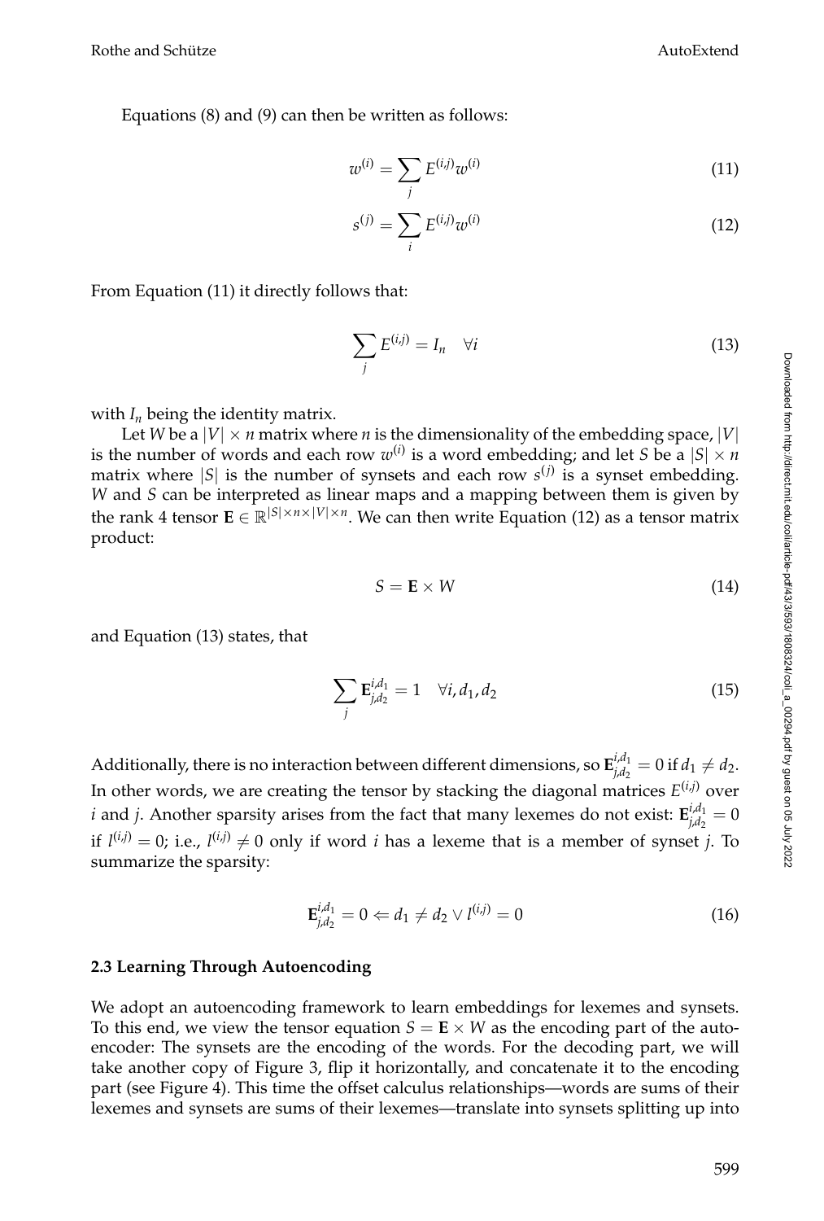Equations (8) and (9) can then be written as follows:

$$w^{(i)} = \sum_j E^{(i,j)} w^{(i)} \tag{11}$$

$$s^{(j)} = \sum_i E^{(i,j)} w^{(i)} \tag{12}$$

From Equation (11) it directly follows that:

$$\sum_j E^{(i,j)} = I_n \quad \forall i \tag{13}$$

with $I_n$ being the identity matrix.

Let $W$ be a $|V| \times n$ matrix where $n$ is the dimensionality of the embedding space, $|V|$ is the number of words and each row $w^{(i)}$ is a word embedding; and let $S$ be a $|S| \times n$ matrix where $|S|$ is the number of synsets and each row $s^{(j)}$ is a synset embedding. $W$ and $S$ can be interpreted as linear maps and a mapping between them is given by the rank 4 tensor $\mathbf{E} \in \mathbb{R}^{|S| \times n \times |V| \times n}$. We can then write Equation (12) as a tensor matrix product:

$$S = \mathbf{E} \times W \tag{14}$$

and Equation (13) states, that

$$\sum_j \mathbf{E}^{i,d_1}_{j,d_2} = 1 \quad \forall i, d_1, d_2 \tag{15}$$

Additionally, there is no interaction between different dimensions, so $\mathbf{E}^{i,d_1}_{j,d_2} = 0$ if $d_1 \neq d_2$. In other words, we are creating the tensor by stacking the diagonal matrices $E^{(i,j)}$ over $i$ and $j$. Another sparsity arises from the fact that many lexemes do not exist: $\mathbf{E}^{i,d_1}_{j,d_2} = 0$ if $l^{(i,j)} = 0$; i.e., $l^{(i,j)} \neq 0$ only if word $i$ has a lexeme that is a member of synset $j$. To summarize the sparsity:

$$\mathbf{E}^{i,d_1}_{j,d_2} = 0 \Leftarrow d_1 \neq d_2 \vee l^{(i,j)} = 0 \tag{16}$$

### 2.3 Learning Through Autoencoding

We adopt an autoencoding framework to learn embeddings for lexemes and synsets. To this end, we view the tensor equation $S = \mathbf{E} \times W$ as the encoding part of the autoencoder: The synsets are the encoding of the words. For the decoding part, we will take another copy of Figure 3, flip it horizontally, and concatenate it to the encoding part (see Figure 4). This time the offset calculus relationships—words are sums of their lexemes and synsets are sums of their lexemes—translate into synsets splitting up into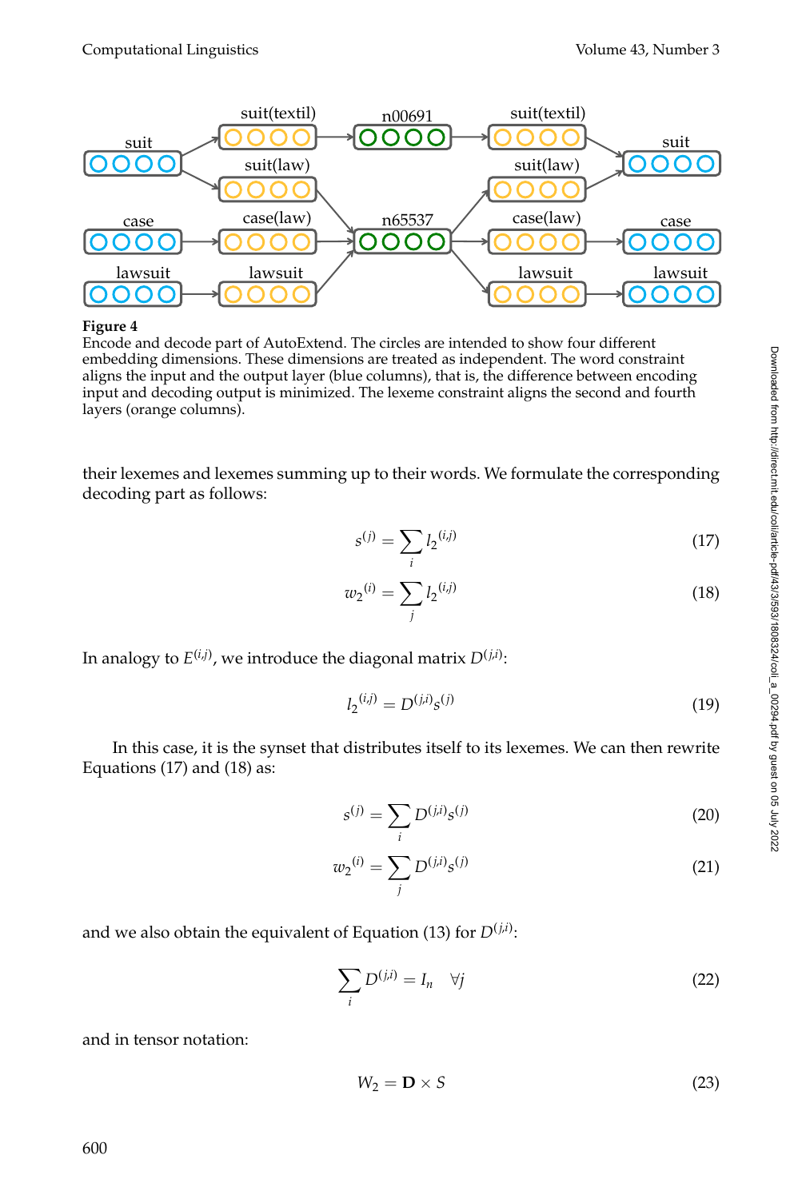**Figure 4**
Encode and decode part of AutoExtend. The circles are intended to show four different embedding dimensions. These dimensions are treated as independent. The word constraint aligns the input and the output layer (blue columns), that is, the difference between encoding input and decoding output is minimized. The lexeme constraint aligns the second and fourth layers (orange columns).

their lexemes and lexemes summing up to their words. We formulate the corresponding decoding part as follows:

$$s^{(j)} = \sum_i l_2{}^{(i,j)} \tag{17}$$

$$w_2{}^{(i)} = \sum_j l_2{}^{(i,j)} \tag{18}$$

In analogy to $E^{(i,j)}$, we introduce the diagonal matrix $D^{(j,i)}$:

$$l_2{}^{(i,j)} = D^{(j,i)} s^{(j)} \tag{19}$$

In this case, it is the synset that distributes itself to its lexemes. We can then rewrite Equations (17) and (18) as:

$$s^{(j)} = \sum_i D^{(j,i)} s^{(j)} \tag{20}$$

$$w_2{}^{(i)} = \sum_j D^{(j,i)} s^{(j)} \tag{21}$$

and we also obtain the equivalent of Equation (13) for $D^{(j,i)}$:

$$\sum_i D^{(j,i)} = I_n \quad \forall j \tag{22}$$

and in tensor notation:

$$W_2 = \mathbf{D} \times S \tag{23}$$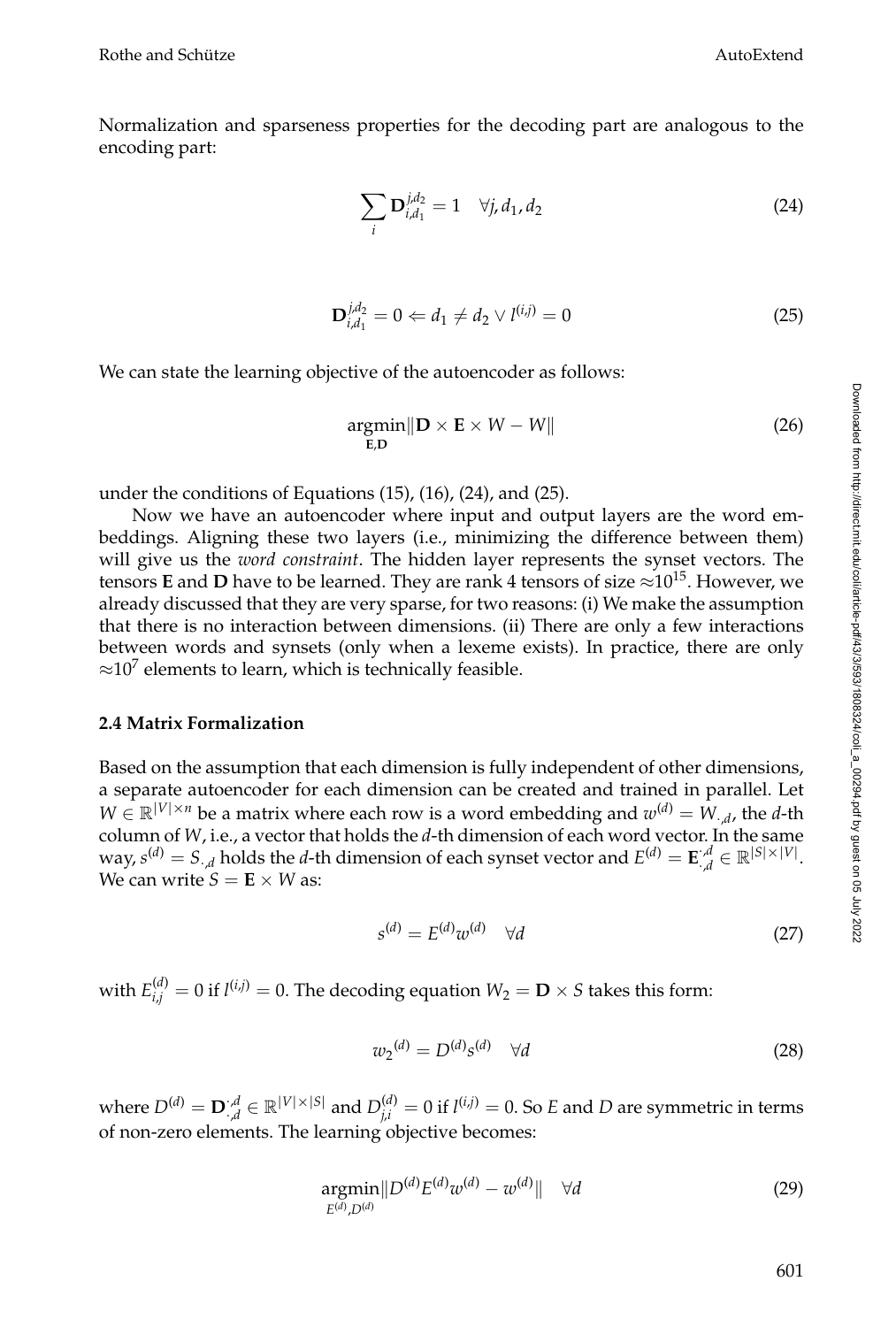Normalization and sparseness properties for the decoding part are analogous to the encoding part:

$$\sum_i \mathbf{D}_{i,d_1}^{j,d_2} = 1 \quad \forall j, d_1, d_2 \tag{24}$$

$$\mathbf{D}_{i,d_1}^{j,d_2} = 0 \Leftarrow d_1 \neq d_2 \vee l^{(i,j)} = 0 \tag{25}$$

We can state the learning objective of the autoencoder as follows:

$$\underset{\mathbf{E},\mathbf{D}}{\operatorname{argmin}} \|\mathbf{D} \times \mathbf{E} \times W - W\| \tag{26}$$

under the conditions of Equations (15), (16), (24), and (25).

Now we have an autoencoder where input and output layers are the word embeddings. Aligning these two layers (i.e., minimizing the difference between them) will give us the *word constraint*. The hidden layer represents the synset vectors. The tensors $\mathbf{E}$ and $\mathbf{D}$ have to be learned. They are rank 4 tensors of size $\approx 10^{15}$. However, we already discussed that they are very sparse, for two reasons: (i) We make the assumption that there is no interaction between dimensions. (ii) There are only a few interactions between words and synsets (only when a lexeme exists). In practice, there are only $\approx 10^7$ elements to learn, which is technically feasible.

### 2.4 Matrix Formalization

Based on the assumption that each dimension is fully independent of other dimensions, a separate autoencoder for each dimension can be created and trained in parallel. Let $W \in \mathbb{R}^{|V| \times n}$ be a matrix where each row is a word embedding and $w^{(d)} = W_{\cdot,d}$, the $d$-th column of $W$, i.e., a vector that holds the $d$-th dimension of each word vector. In the same way, $s^{(d)} = S_{\cdot,d}$ holds the $d$-th dimension of each synset vector and $E^{(d)} = \mathbf{E}_{\cdot,d}^{\cdot,d} \in \mathbb{R}^{|S| \times |V|}$. We can write $S = \mathbf{E} \times W$ as:

$$s^{(d)} = E^{(d)} w^{(d)} \quad \forall d \tag{27}$$

with $E_{i,j}^{(d)} = 0$ if $l^{(i,j)} = 0$. The decoding equation $W_2 = \mathbf{D} \times S$ takes this form:

$$w_2^{(d)} = D^{(d)} s^{(d)} \quad \forall d \tag{28}$$

where $D^{(d)} = \mathbf{D}_{\cdot,d}^{\cdot,d} \in \mathbb{R}^{|V| \times |S|}$ and $D_{j,i}^{(d)} = 0$ if $l^{(i,j)} = 0$. So $E$ and $D$ are symmetric in terms of non-zero elements. The learning objective becomes:

$$\underset{E^{(d)},D^{(d)}}{\operatorname{argmin}} \|D^{(d)} E^{(d)} w^{(d)} - w^{(d)}\| \quad \forall d \tag{29}$$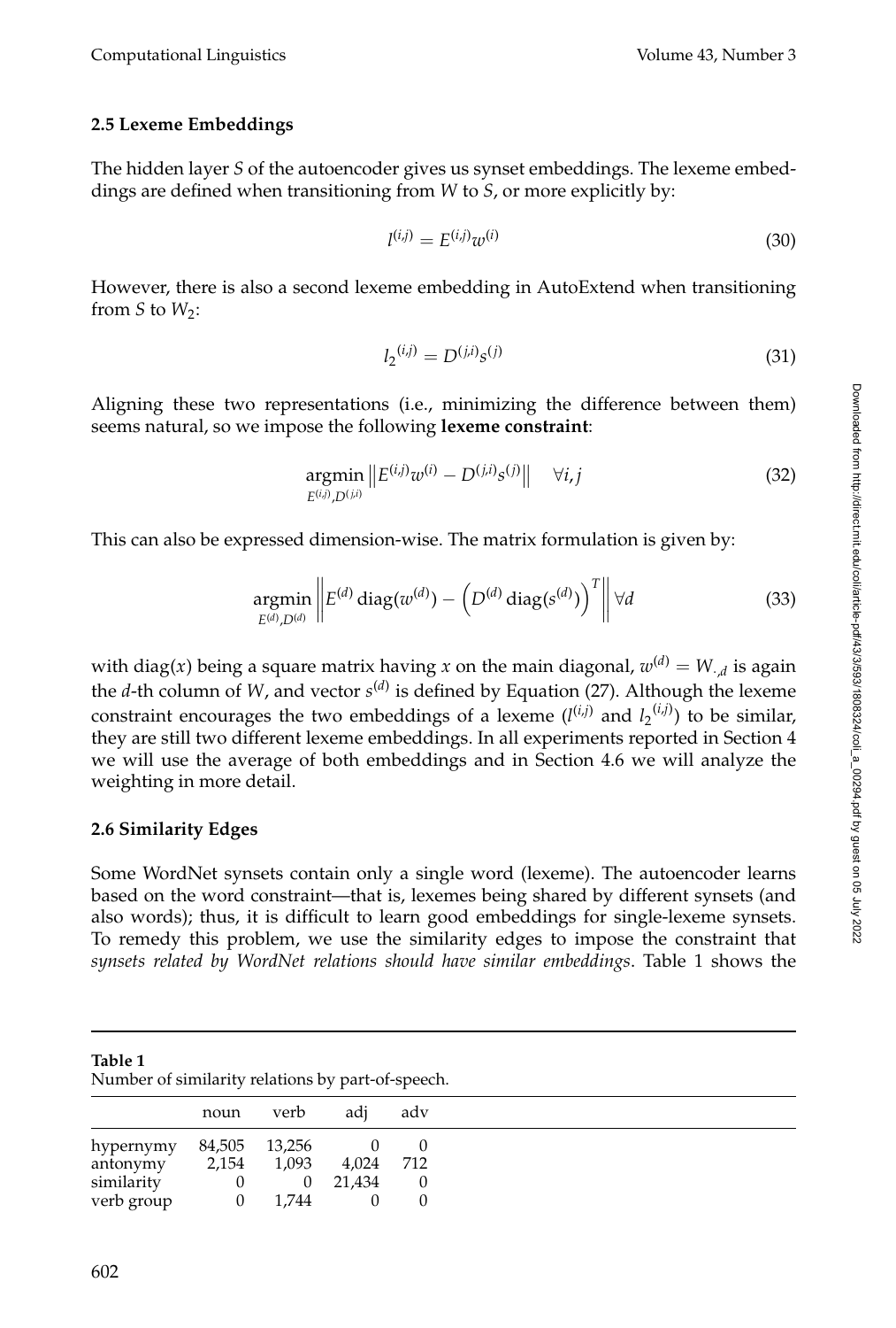### 2.5 Lexeme Embeddings

The hidden layer $S$ of the autoencoder gives us synset embeddings. The lexeme embeddings are defined when transitioning from $W$ to $S$, or more explicitly by:

$$l^{(i,j)} = E^{(i,j)} w^{(i)} \tag{30}$$

However, there is also a second lexeme embedding in AutoExtend when transitioning from $S$ to $W_2$:

$$l_2{}^{(i,j)} = D^{(j,i)} s^{(j)} \tag{31}$$

Aligning these two representations (i.e., minimizing the difference between them) seems natural, so we impose the following **lexeme constraint**:

$$\underset{E^{(i,j)}, D^{(j,i)}}{\operatorname{argmin}} \left\| E^{(i,j)} w^{(i)} - D^{(j,i)} s^{(j)} \right\| \quad \forall i, j \tag{32}$$

This can also be expressed dimension-wise. The matrix formulation is given by:

$$\underset{E^{(d)}, D^{(d)}}{\operatorname{argmin}} \left\| E^{(d)} \operatorname{diag}(w^{(d)}) - \left( D^{(d)} \operatorname{diag}(s^{(d)}) \right)^T \right\| \forall d \tag{33}$$

with $\operatorname{diag}(x)$ being a square matrix having $x$ on the main diagonal, $w^{(d)} = W_{\cdot,d}$ is again the $d$-th column of $W$, and vector $s^{(d)}$ is defined by Equation (27). Although the lexeme constraint encourages the two embeddings of a lexeme ($l^{(i,j)}$ and $l_2{}^{(i,j)}$) to be similar, they are still two different lexeme embeddings. In all experiments reported in Section 4 we will use the average of both embeddings and in Section 4.6 we will analyze the weighting in more detail.

### 2.6 Similarity Edges

Some WordNet synsets contain only a single word (lexeme). The autoencoder learns based on the word constraint—that is, lexemes being shared by different synsets (and also words); thus, it is difficult to learn good embeddings for single-lexeme synsets. To remedy this problem, we use the similarity edges to impose the constraint that *synsets related by WordNet relations should have similar embeddings*. Table 1 shows the

**Table 1**
Number of similarity relations by part-of-speech.

| | noun | verb | adj | adv |
|---|---|---|---|---|
| hypernymy | 84,505 | 13,256 | 0 | 0 |
| antonymy | 2,154 | 1,093 | 4,024 | 712 |
| similarity | 0 | 0 | 21,434 | 0 |
| verb group | 0 | 1,744 | 0 | 0 |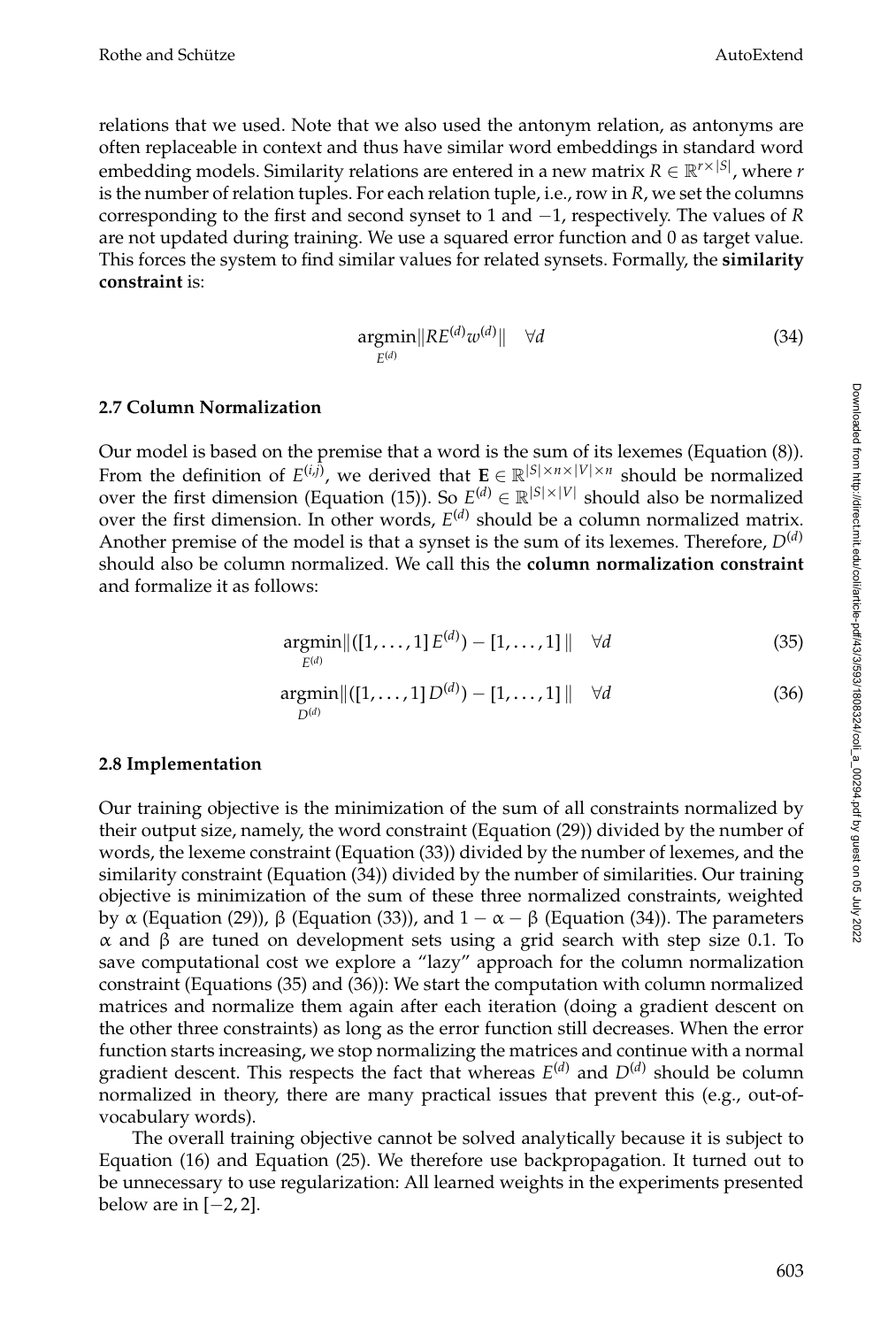relations that we used. Note that we also used the antonym relation, as antonyms are often replaceable in context and thus have similar word embeddings in standard word embedding models. Similarity relations are entered in a new matrix $R \in \mathbb{R}^{r \times |S|}$, where $r$ is the number of relation tuples. For each relation tuple, i.e., row in $R$, we set the columns corresponding to the first and second synset to 1 and $-1$, respectively. The values of $R$ are not updated during training. We use a squared error function and 0 as target value. This forces the system to find similar values for related synsets. Formally, the **similarity constraint** is:

$$\underset{E^{(d)}}{\operatorname{argmin}} \| R E^{(d)} w^{(d)} \| \quad \forall d \tag{34}$$

### 2.7 Column Normalization

Our model is based on the premise that a word is the sum of its lexemes (Equation (8)). From the definition of $E^{(i,j)}$, we derived that $\mathbf{E} \in \mathbb{R}^{|S| \times n \times |V| \times n}$ should be normalized over the first dimension (Equation (15)). So $E^{(d)} \in \mathbb{R}^{|S| \times |V|}$ should also be normalized over the first dimension. In other words, $E^{(d)}$ should be a column normalized matrix. Another premise of the model is that a synset is the sum of its lexemes. Therefore, $D^{(d)}$ should also be column normalized. We call this the **column normalization constraint** and formalize it as follows:

$$\underset{E^{(d)}}{\operatorname{argmin}} \| ([1, \ldots, 1] \, E^{(d)}) - [1, \ldots, 1] \, \| \quad \forall d \tag{35}$$

$$\underset{D^{(d)}}{\operatorname{argmin}} \| ([1, \ldots, 1] \, D^{(d)}) - [1, \ldots, 1] \, \| \quad \forall d \tag{36}$$

### 2.8 Implementation

Our training objective is the minimization of the sum of all constraints normalized by their output size, namely, the word constraint (Equation (29)) divided by the number of words, the lexeme constraint (Equation (33)) divided by the number of lexemes, and the similarity constraint (Equation (34)) divided by the number of similarities. Our training objective is minimization of the sum of these three normalized constraints, weighted by $\alpha$ (Equation (29)), $\beta$ (Equation (33)), and $1 - \alpha - \beta$ (Equation (34)). The parameters $\alpha$ and $\beta$ are tuned on development sets using a grid search with step size 0.1. To save computational cost we explore a "lazy" approach for the column normalization constraint (Equations (35) and (36)): We start the computation with column normalized matrices and normalize them again after each iteration (doing a gradient descent on the other three constraints) as long as the error function still decreases. When the error function starts increasing, we stop normalizing the matrices and continue with a normal gradient descent. This respects the fact that whereas $E^{(d)}$ and $D^{(d)}$ should be column normalized in theory, there are many practical issues that prevent this (e.g., out-of-vocabulary words).

The overall training objective cannot be solved analytically because it is subject to Equation (16) and Equation (25). We therefore use backpropagation. It turned out to be unnecessary to use regularization: All learned weights in the experiments presented below are in $[-2, 2]$.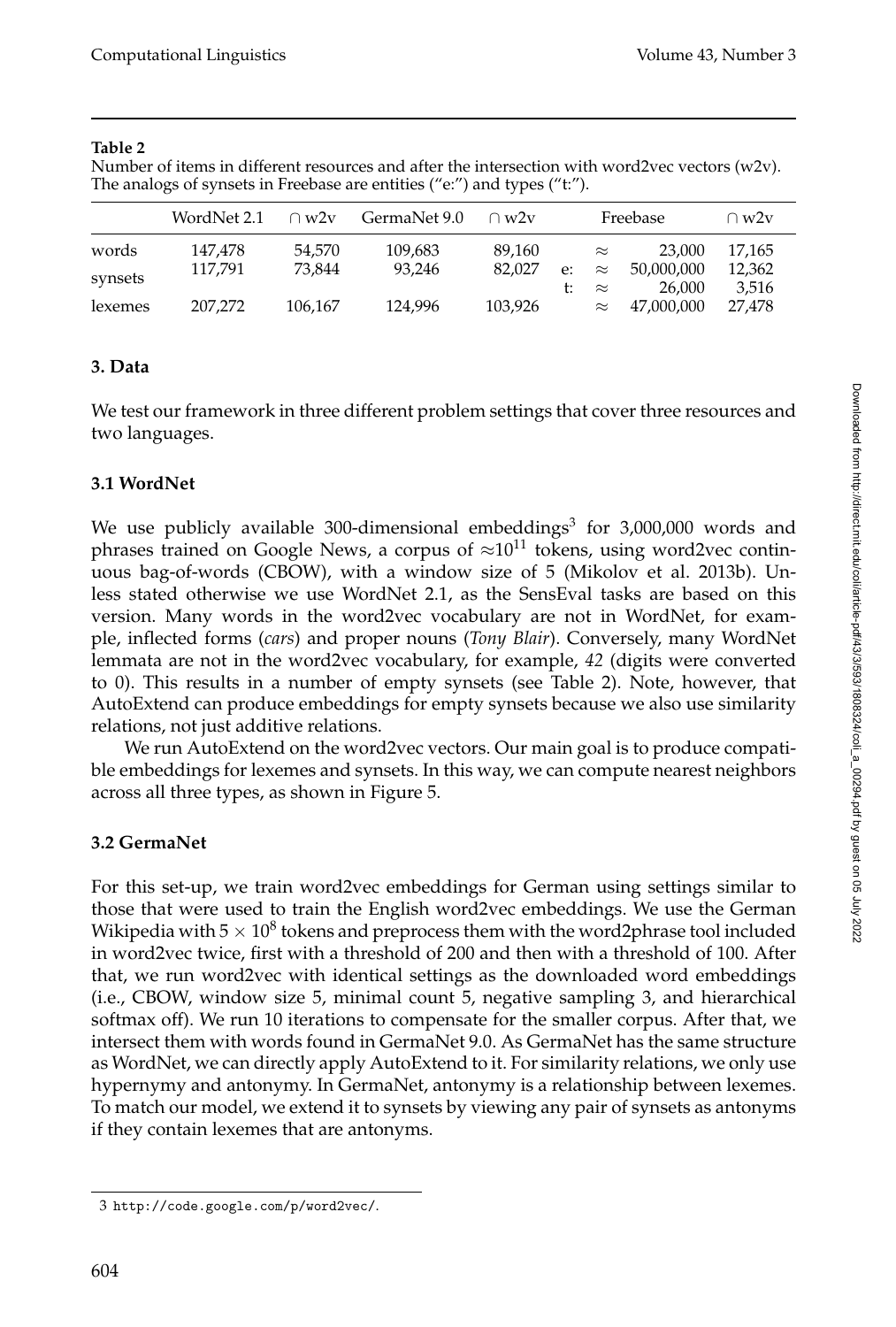**Table 2**
Number of items in different resources and after the intersection with word2vec vectors (w2v). The analogs of synsets in Freebase are entities ("e:") and types ("t:").

| | WordNet 2.1 | ∩ w2v | GermaNet 9.0 | ∩ w2v | | Freebase | ∩ w2v |
|---|---|---|---|---|---|---|---|
| words | 147,478 | 54,570 | 109,683 | 89,160 | | ≈ 23,000 | 17,165 |
| synsets | 117,791 | 73,844 | 93,246 | 82,027 | e: | ≈ 50,000,000 | 12,362 |
| | | | | | t: | ≈ 26,000 | 3,516 |
| lexemes | 207,272 | 106,167 | 124,996 | 103,926 | | ≈ 47,000,000 | 27,478 |

## 3. Data

We test our framework in three different problem settings that cover three resources and two languages.

### 3.1 WordNet

We use publicly available 300-dimensional embeddings[3] for 3,000,000 words and phrases trained on Google News, a corpus of $\approx 10^{11}$ tokens, using word2vec continuous bag-of-words (CBOW), with a window size of 5 (Mikolov et al. 2013b). Unless stated otherwise we use WordNet 2.1, as the SensEval tasks are based on this version. Many words in the word2vec vocabulary are not in WordNet, for example, inflected forms (*cars*) and proper nouns (*Tony Blair*). Conversely, many WordNet lemmata are not in the word2vec vocabulary, for example, *42* (digits were converted to 0). This results in a number of empty synsets (see Table 2). Note, however, that AutoExtend can produce embeddings for empty synsets because we also use similarity relations, not just additive relations.

We run AutoExtend on the word2vec vectors. Our main goal is to produce compatible embeddings for lexemes and synsets. In this way, we can compute nearest neighbors across all three types, as shown in Figure 5.

### 3.2 GermaNet

For this set-up, we train word2vec embeddings for German using settings similar to those that were used to train the English word2vec embeddings. We use the German Wikipedia with $5 \times 10^8$ tokens and preprocess them with the word2phrase tool included in word2vec twice, first with a threshold of 200 and then with a threshold of 100. After that, we run word2vec with identical settings as the downloaded word embeddings (i.e., CBOW, window size 5, minimal count 5, negative sampling 3, and hierarchical softmax off). We run 10 iterations to compensate for the smaller corpus. After that, we intersect them with words found in GermaNet 9.0. As GermaNet has the same structure as WordNet, we can directly apply AutoExtend to it. For similarity relations, we only use hypernymy and antonymy. In GermaNet, antonymy is a relationship between lexemes. To match our model, we extend it to synsets by viewing any pair of synsets as antonyms if they contain lexemes that are antonyms.

---

3 http://code.google.com/p/word2vec/.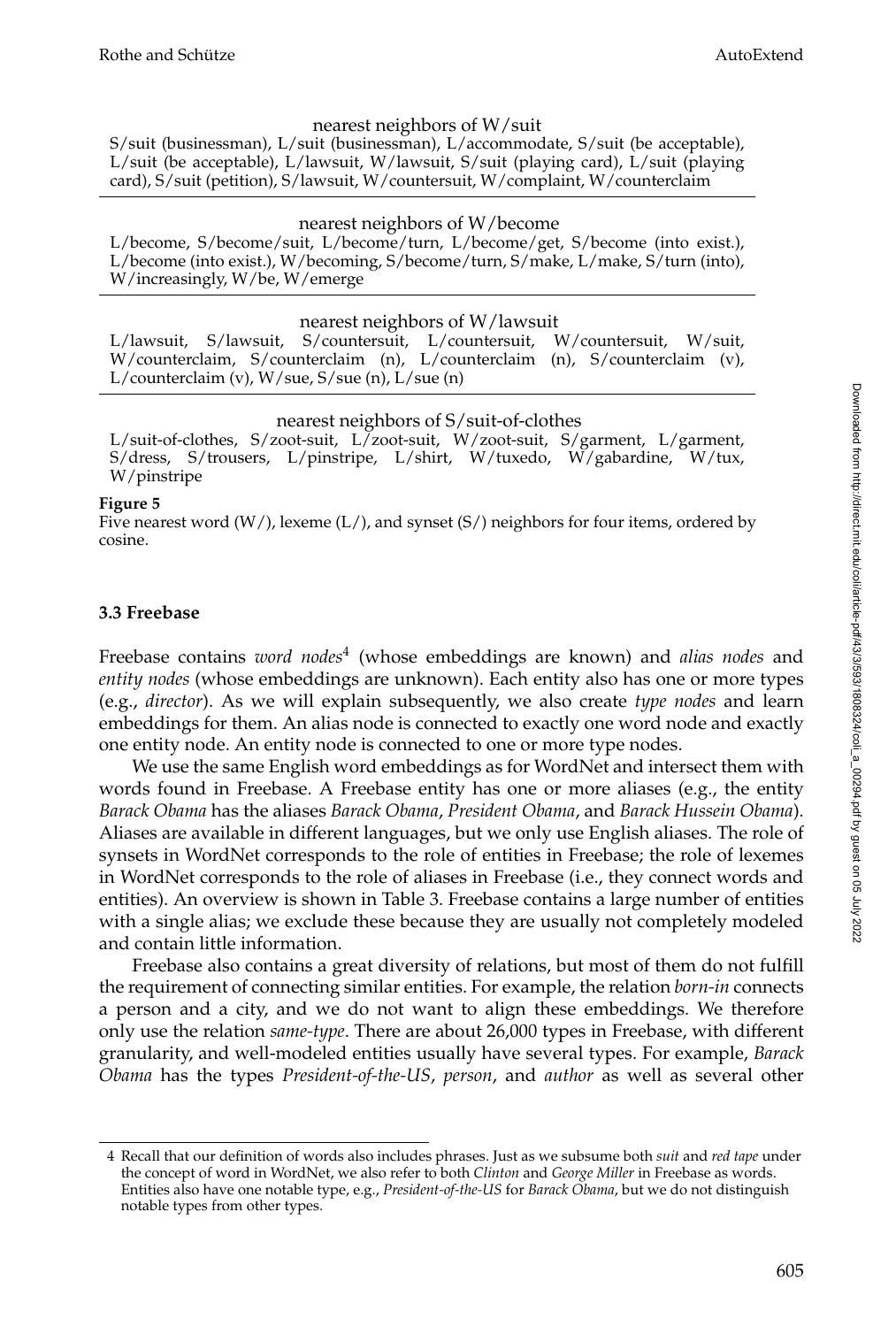nearest neighbors of W/suit

S/suit (businessman), L/suit (businessman), L/accommodate, S/suit (be acceptable), L/suit (be acceptable), L/lawsuit, W/lawsuit, S/suit (playing card), L/suit (playing card), S/suit (petition), S/lawsuit, W/countersuit, W/complaint, W/counterclaim

nearest neighbors of W/become

L/become, S/become/suit, L/become/turn, L/become/get, S/become (into exist.), L/become (into exist.), W/becoming, S/become/turn, S/make, L/make, S/turn (into), W/increasingly, W/be, W/emerge

nearest neighbors of W/lawsuit

L/lawsuit, S/lawsuit, S/countersuit, L/countersuit, W/countersuit, W/suit, W/counterclaim, S/counterclaim (n), L/counterclaim (n), S/counterclaim (v), L/counterclaim (v), W/sue, S/sue (n), L/sue (n)

nearest neighbors of S/suit-of-clothes

L/suit-of-clothes, S/zoot-suit, L/zoot-suit, W/zoot-suit, S/garment, L/garment, S/dress, S/trousers, L/pinstripe, L/shirt, W/tuxedo, W/gabardine, W/tux, W/pinstripe

**Figure 5**
Five nearest word (W/), lexeme (L/), and synset (S/) neighbors for four items, ordered by cosine.

### 3.3 Freebase

Freebase contains *word nodes*[4] (whose embeddings are known) and *alias nodes* and *entity nodes* (whose embeddings are unknown). Each entity also has one or more types (e.g., *director*). As we will explain subsequently, we also create *type nodes* and learn embeddings for them. An alias node is connected to exactly one word node and exactly one entity node. An entity node is connected to one or more type nodes.

We use the same English word embeddings as for WordNet and intersect them with words found in Freebase. A Freebase entity has one or more aliases (e.g., the entity *Barack Obama* has the aliases *Barack Obama*, *President Obama*, and *Barack Hussein Obama*). Aliases are available in different languages, but we only use English aliases. The role of synsets in WordNet corresponds to the role of entities in Freebase; the role of lexemes in WordNet corresponds to the role of aliases in Freebase (i.e., they connect words and entities). An overview is shown in Table 3. Freebase contains a large number of entities with a single alias; we exclude these because they are usually not completely modeled and contain little information.

Freebase also contains a great diversity of relations, but most of them do not fulfill the requirement of connecting similar entities. For example, the relation *born-in* connects a person and a city, and we do not want to align these embeddings. We therefore only use the relation *same-type*. There are about 26,000 types in Freebase, with different granularity, and well-modeled entities usually have several types. For example, *Barack Obama* has the types *President-of-the-US*, *person*, and *author* as well as several other

4 Recall that our definition of words also includes phrases. Just as we subsume both *suit* and *red tape* under the concept of word in WordNet, we also refer to both *Clinton* and *George Miller* in Freebase as words. Entities also have one notable type, e.g., *President-of-the-US* for *Barack Obama*, but we do not distinguish notable types from other types.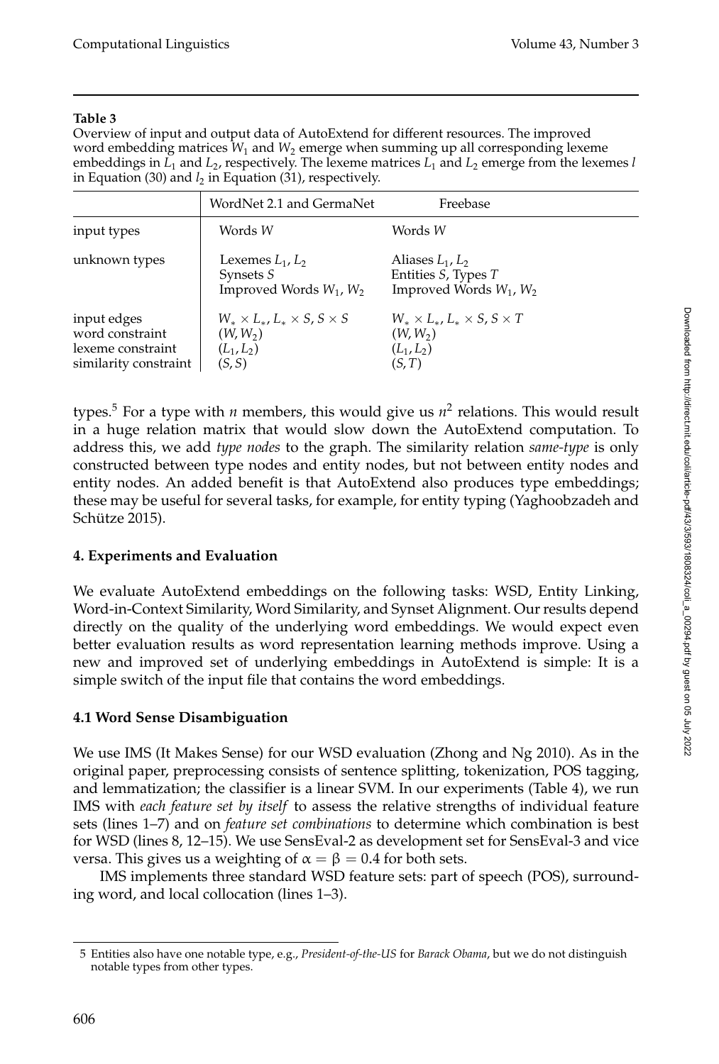**Table 3**
Overview of input and output data of AutoExtend for different resources. The improved word embedding matrices $W_1$ and $W_2$ emerge when summing up all corresponding lexeme embeddings in $L_1$ and $L_2$, respectively. The lexeme matrices $L_1$ and $L_2$ emerge from the lexemes $l$ in Equation (30) and $l_2$ in Equation (31), respectively.

| | WordNet 2.1 and GermaNet | Freebase |
|---|---|---|
| input types | Words $W$ | Words $W$ |
| unknown types | Lexemes $L_1, L_2$<br>Synsets $S$<br>Improved Words $W_1, W_2$ | Aliases $L_1, L_2$<br>Entities $S$, Types $T$<br>Improved Words $W_1, W_2$ |
| input edges | $W_* \times L_*, L_* \times S, S \times S$ | $W_* \times L_*, L_* \times S, S \times T$ |
| word constraint | $(W, W_2)$ | $(W, W_2)$ |
| lexeme constraint | $(L_1, L_2)$ | $(L_1, L_2)$ |
| similarity constraint | $(S, S)$ | $(S, T)$ |

types.[5] For a type with $n$ members, this would give us $n^2$ relations. This would result in a huge relation matrix that would slow down the AutoExtend computation. To address this, we add *type nodes* to the graph. The similarity relation *same-type* is only constructed between type nodes and entity nodes, but not between entity nodes and entity nodes. An added benefit is that AutoExtend also produces type embeddings; these may be useful for several tasks, for example, for entity typing (Yaghoobzadeh and Schütze 2015).

## 4. Experiments and Evaluation

We evaluate AutoExtend embeddings on the following tasks: WSD, Entity Linking, Word-in-Context Similarity, Word Similarity, and Synset Alignment. Our results depend directly on the quality of the underlying word embeddings. We would expect even better evaluation results as word representation learning methods improve. Using a new and improved set of underlying embeddings in AutoExtend is simple: It is a simple switch of the input file that contains the word embeddings.

### 4.1 Word Sense Disambiguation

We use IMS (It Makes Sense) for our WSD evaluation (Zhong and Ng 2010). As in the original paper, preprocessing consists of sentence splitting, tokenization, POS tagging, and lemmatization; the classifier is a linear SVM. In our experiments (Table 4), we run IMS with *each feature set by itself* to assess the relative strengths of individual feature sets (lines 1–7) and on *feature set combinations* to determine which combination is best for WSD (lines 8, 12–15). We use SensEval-2 as development set for SensEval-3 and vice versa. This gives us a weighting of $\alpha = \beta = 0.4$ for both sets.

IMS implements three standard WSD feature sets: part of speech (POS), surrounding word, and local collocation (lines 1–3).

[5] Entities also have one notable type, e.g., *President-of-the-US* for *Barack Obama*, but we do not distinguish notable types from other types.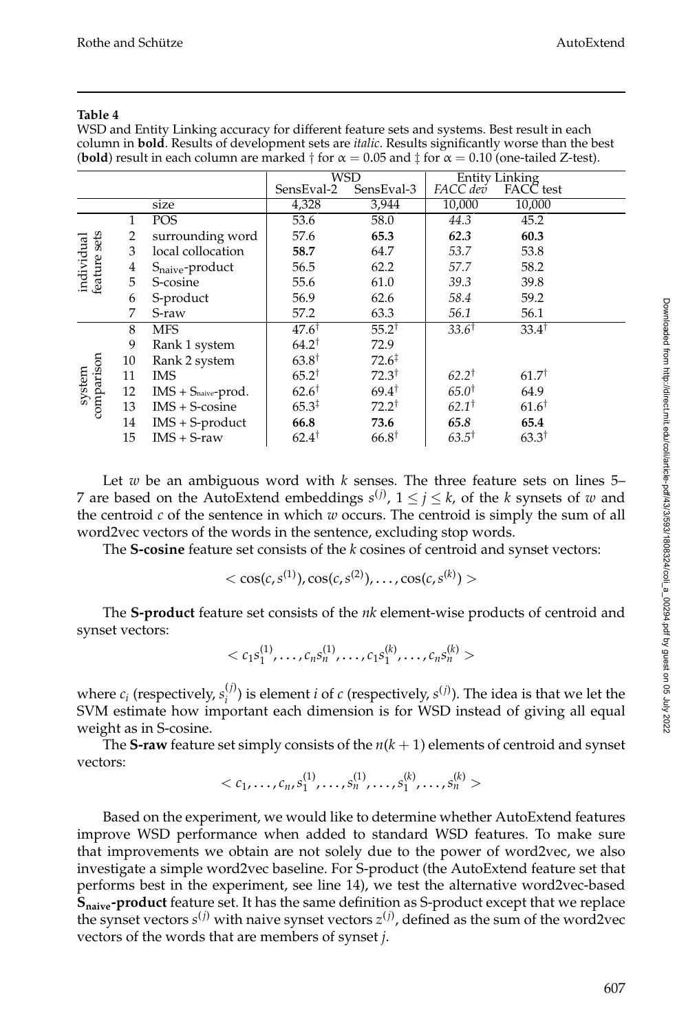**Table 4**

WSD and Entity Linking accuracy for different feature sets and systems. Best result in each column in **bold**. Results of development sets are *italic*. Results significantly worse than the best (**bold**) result in each column are marked † for $\alpha = 0.05$ and ‡ for $\alpha = 0.10$ (one-tailed Z-test).

| | | | WSD | | Entity Linking | |
|---|---|---|---|---|---|---|
| | | | SensEval-2 | SensEval-3 | *FACC dev* | FACC test |
| | | size | 4,328 | 3,944 | 10,000 | 10,000 |
| individual feature sets | 1 | POS | 53.6 | 58.0 | *44.3* | 45.2 |
| | 2 | surrounding word | 57.6 | **65.3** | ***62.3*** | **60.3** |
| | 3 | local collocation | **58.7** | 64.7 | *53.7* | 53.8 |
| | 4 | $S_{naive}$-product | 56.5 | 62.2 | *57.7* | 58.2 |
| | 5 | S-cosine | 55.6 | 61.0 | *39.3* | 39.8 |
| | 6 | S-product | 56.9 | 62.6 | *58.4* | 59.2 |
| | 7 | S-raw | 57.2 | 63.3 | *56.1* | 56.1 |
| system comparison | 8 | MFS | 47.6† | 55.2† | *33.6*† | 33.4† |
| | 9 | Rank 1 system | 64.2† | 72.9 | | |
| | 10 | Rank 2 system | 63.8† | 72.6‡ | | |
| | 11 | IMS | 65.2† | 72.3† | *62.2*† | 61.7† |
| | 12 | IMS + $S_{naive}$-prod. | 62.6† | 69.4† | *65.0*† | 64.9 |
| | 13 | IMS + S-cosine | 65.3‡ | 72.2† | *62.1*† | 61.6† |
| | 14 | IMS + S-product | **66.8** | **73.6** | ***65.8*** | **65.4** |
| | 15 | IMS + S-raw | 62.4† | 66.8† | *63.5*† | 63.3† |

Let $w$ be an ambiguous word with $k$ senses. The three feature sets on lines 5–7 are based on the AutoExtend embeddings $s^{(j)}$, $1 \leq j \leq k$, of the $k$ synsets of $w$ and the centroid $c$ of the sentence in which $w$ occurs. The centroid is simply the sum of all word2vec vectors of the words in the sentence, excluding stop words.

The **S-cosine** feature set consists of the $k$ cosines of centroid and synset vectors:

$$< \cos(c, s^{(1)}), \cos(c, s^{(2)}), \ldots, \cos(c, s^{(k)}) >$$

The **S-product** feature set consists of the $nk$ element-wise products of centroid and synset vectors:

$$< c_1 s_1^{(1)}, \ldots, c_n s_n^{(1)}, \ldots, c_1 s_1^{(k)}, \ldots, c_n s_n^{(k)} >$$

where $c_i$ (respectively, $s_i^{(j)}$) is element $i$ of $c$ (respectively, $s^{(j)}$). The idea is that we let the SVM estimate how important each dimension is for WSD instead of giving all equal weight as in S-cosine.

The **S-raw** feature set simply consists of the $n(k+1)$ elements of centroid and synset vectors:

$$< c_1, \ldots, c_n, s_1^{(1)}, \ldots, s_n^{(1)}, \ldots, s_1^{(k)}, \ldots, s_n^{(k)} >$$

Based on the experiment, we would like to determine whether AutoExtend features improve WSD performance when added to standard WSD features. To make sure that improvements we obtain are not solely due to the power of word2vec, we also investigate a simple word2vec baseline. For S-product (the AutoExtend feature set that performs best in the experiment, see line 14), we test the alternative word2vec-based **$S_{naive}$-product** feature set. It has the same definition as S-product except that we replace the synset vectors $s^{(j)}$ with naive synset vectors $z^{(j)}$, defined as the sum of the word2vec vectors of the words that are members of synset $j$.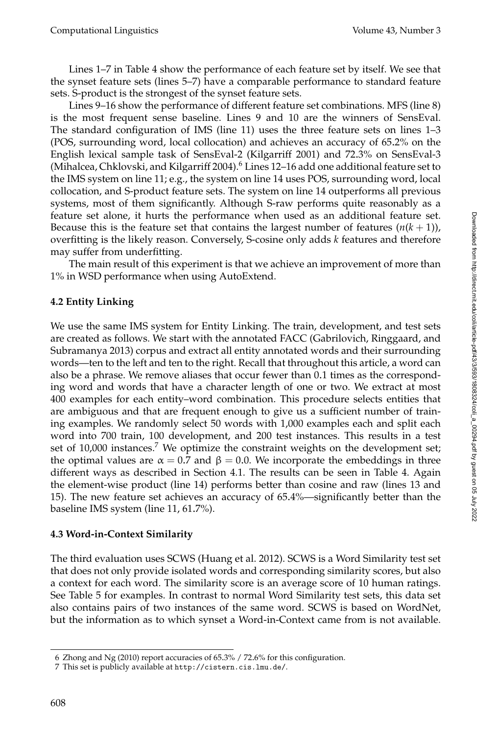Lines 1–7 in Table 4 show the performance of each feature set by itself. We see that the synset feature sets (lines 5–7) have a comparable performance to standard feature sets. S-product is the strongest of the synset feature sets.

Lines 9–16 show the performance of different feature set combinations. MFS (line 8) is the most frequent sense baseline. Lines 9 and 10 are the winners of SensEval. The standard configuration of IMS (line 11) uses the three feature sets on lines 1–3 (POS, surrounding word, local collocation) and achieves an accuracy of 65.2% on the English lexical sample task of SensEval-2 (Kilgarriff 2001) and 72.3% on SensEval-3 (Mihalcea, Chklovski, and Kilgarriff 2004).[6] Lines 12–16 add one additional feature set to the IMS system on line 11; e.g., the system on line 14 uses POS, surrounding word, local collocation, and S-product feature sets. The system on line 14 outperforms all previous systems, most of them significantly. Although S-raw performs quite reasonably as a feature set alone, it hurts the performance when used as an additional feature set. Because this is the feature set that contains the largest number of features ($n(k+1)$), overfitting is the likely reason. Conversely, S-cosine only adds $k$ features and therefore may suffer from underfitting.

The main result of this experiment is that we achieve an improvement of more than 1% in WSD performance when using AutoExtend.

### 4.2 Entity Linking

We use the same IMS system for Entity Linking. The train, development, and test sets are created as follows. We start with the annotated FACC (Gabrilovich, Ringgaard, and Subramanya 2013) corpus and extract all entity annotated words and their surrounding words—ten to the left and ten to the right. Recall that throughout this article, a word can also be a phrase. We remove aliases that occur fewer than 0.1 times as the corresponding word and words that have a character length of one or two. We extract at most 400 examples for each entity–word combination. This procedure selects entities that are ambiguous and that are frequent enough to give us a sufficient number of training examples. We randomly select 50 words with 1,000 examples each and split each word into 700 train, 100 development, and 200 test instances. This results in a test set of 10,000 instances.[7] We optimize the constraint weights on the development set; the optimal values are $\alpha = 0.7$ and $\beta = 0.0$. We incorporate the embeddings in three different ways as described in Section 4.1. The results can be seen in Table 4. Again the element-wise product (line 14) performs better than cosine and raw (lines 13 and 15). The new feature set achieves an accuracy of 65.4%—significantly better than the baseline IMS system (line 11, 61.7%).

### 4.3 Word-in-Context Similarity

The third evaluation uses SCWS (Huang et al. 2012). SCWS is a Word Similarity test set that does not only provide isolated words and corresponding similarity scores, but also a context for each word. The similarity score is an average score of 10 human ratings. See Table 5 for examples. In contrast to normal Word Similarity test sets, this data set also contains pairs of two instances of the same word. SCWS is based on WordNet, but the information as to which synset a Word-in-Context came from is not available.

---

[6] Zhong and Ng (2010) report accuracies of 65.3% / 72.6% for this configuration.

[7] This set is publicly available at http://cistern.cis.lmu.de/.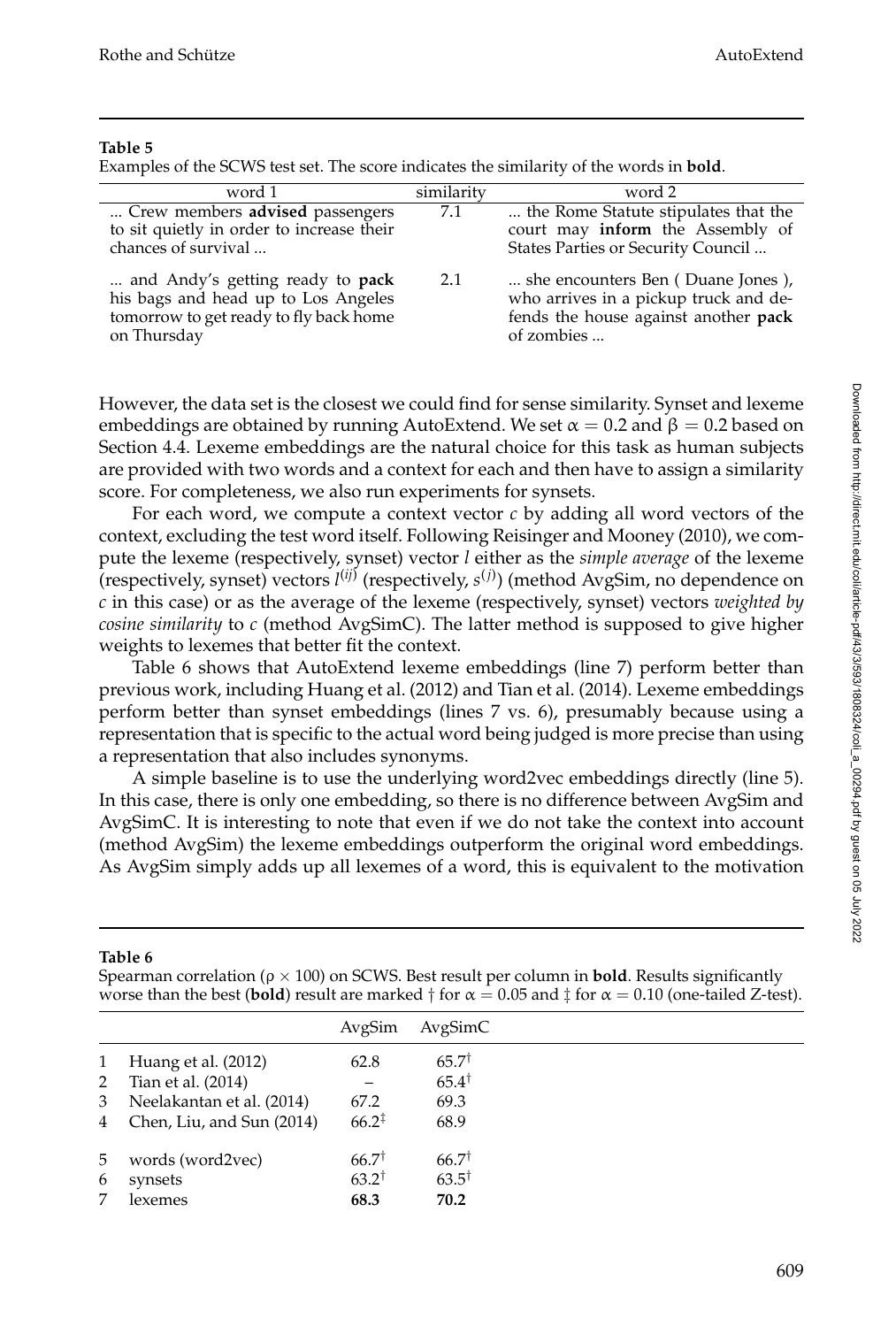**Table 5**
Examples of the SCWS test set. The score indicates the similarity of the words in **bold**.

| word 1 | similarity | word 2 |
|---|---|---|
| ... Crew members **advised** passengers to sit quietly in order to increase their chances of survival ... | 7.1 | ... the Rome Statute stipulates that the court may **inform** the Assembly of States Parties or Security Council ... |
| ... and Andy's getting ready to **pack** his bags and head up to Los Angeles tomorrow to get ready to fly back home on Thursday | 2.1 | ... she encounters Ben ( Duane Jones ), who arrives in a pickup truck and defends the house against another **pack** of zombies ... |

However, the data set is the closest we could find for sense similarity. Synset and lexeme embeddings are obtained by running AutoExtend. We set $\alpha = 0.2$ and $\beta = 0.2$ based on Section 4.4. Lexeme embeddings are the natural choice for this task as human subjects are provided with two words and a context for each and then have to assign a similarity score. For completeness, we also run experiments for synsets.

For each word, we compute a context vector $c$ by adding all word vectors of the context, excluding the test word itself. Following Reisinger and Mooney (2010), we compute the lexeme (respectively, synset) vector $l$ either as the *simple average* of the lexeme (respectively, synset) vectors $l^{(ij)}$ (respectively, $s^{(j)}$) (method AvgSim, no dependence on $c$ in this case) or as the average of the lexeme (respectively, synset) vectors *weighted by cosine similarity* to $c$ (method AvgSimC). The latter method is supposed to give higher weights to lexemes that better fit the context.

Table 6 shows that AutoExtend lexeme embeddings (line 7) perform better than previous work, including Huang et al. (2012) and Tian et al. (2014). Lexeme embeddings perform better than synset embeddings (lines 7 vs. 6), presumably because using a representation that is specific to the actual word being judged is more precise than using a representation that also includes synonyms.

A simple baseline is to use the underlying word2vec embeddings directly (line 5). In this case, there is only one embedding, so there is no difference between AvgSim and AvgSimC. It is interesting to note that even if we do not take the context into account (method AvgSim) the lexeme embeddings outperform the original word embeddings. As AvgSim simply adds up all lexemes of a word, this is equivalent to the motivation

**Table 6**
Spearman correlation ($\rho \times 100$) on SCWS. Best result per column in **bold**. Results significantly worse than the best (**bold**) result are marked † for $\alpha = 0.05$ and ‡ for $\alpha = 0.10$ (one-tailed Z-test).

| | | AvgSim | AvgSimC |
|---|---|---|---|
| 1 | Huang et al. (2012) | 62.8 | 65.7† |
| 2 | Tian et al. (2014) | – | 65.4† |
| 3 | Neelakantan et al. (2014) | 67.2 | 69.3 |
| 4 | Chen, Liu, and Sun (2014) | 66.2‡ | 68.9 |
| 5 | words (word2vec) | 66.7† | 66.7† |
| 6 | synsets | 63.2† | 63.5† |
| 7 | lexemes | **68.3** | **70.2** |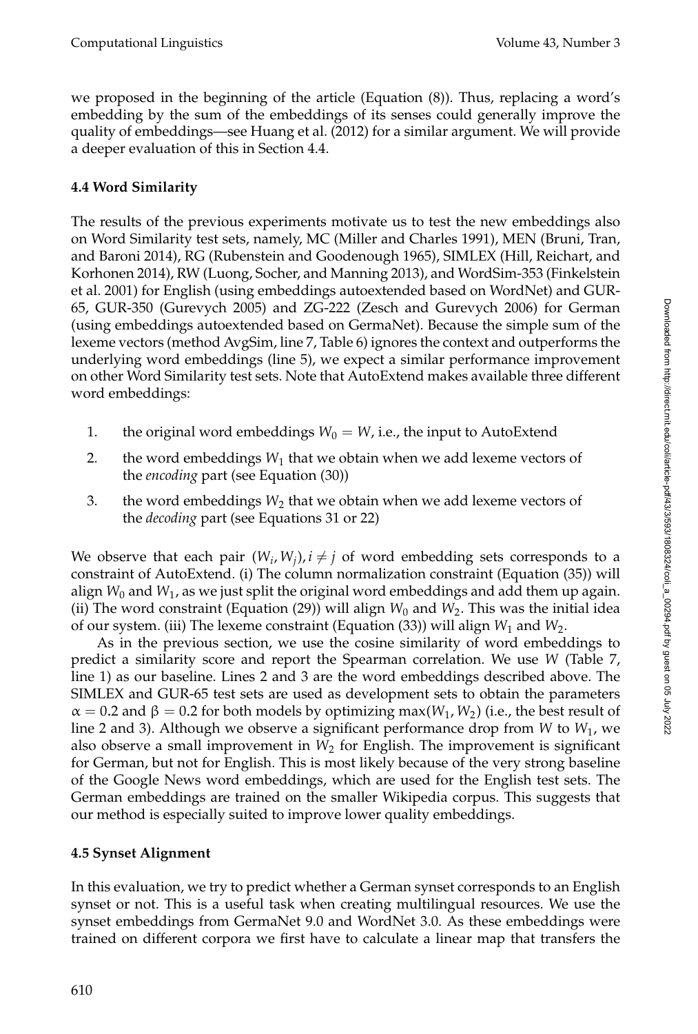we proposed in the beginning of the article (Equation (8)). Thus, replacing a word's embedding by the sum of the embeddings of its senses could generally improve the quality of embeddings—see Huang et al. (2012) for a similar argument. We will provide a deeper evaluation of this in Section 4.4.

### 4.4 Word Similarity

The results of the previous experiments motivate us to test the new embeddings also on Word Similarity test sets, namely, MC (Miller and Charles 1991), MEN (Bruni, Tran, and Baroni 2014), RG (Rubenstein and Goodenough 1965), SIMLEX (Hill, Reichart, and Korhonen 2014), RW (Luong, Socher, and Manning 2013), and WordSim-353 (Finkelstein et al. 2001) for English (using embeddings autoextended based on WordNet) and GUR-65, GUR-350 (Gurevych 2005) and ZG-222 (Zesch and Gurevych 2006) for German (using embeddings autoextended based on GermaNet). Because the simple sum of the lexeme vectors (method AvgSim, line 7, Table 6) ignores the context and outperforms the underlying word embeddings (line 5), we expect a similar performance improvement on other Word Similarity test sets. Note that AutoExtend makes available three different word embeddings:

1. the original word embeddings $W_0 = W$, i.e., the input to AutoExtend
2. the word embeddings $W_1$ that we obtain when we add lexeme vectors of the *encoding* part (see Equation (30))
3. the word embeddings $W_2$ that we obtain when we add lexeme vectors of the *decoding* part (see Equations 31 or 22)

We observe that each pair $(W_i, W_j), i \neq j$ of word embedding sets corresponds to a constraint of AutoExtend. (i) The column normalization constraint (Equation (35)) will align $W_0$ and $W_1$, as we just split the original word embeddings and add them up again. (ii) The word constraint (Equation (29)) will align $W_0$ and $W_2$. This was the initial idea of our system. (iii) The lexeme constraint (Equation (33)) will align $W_1$ and $W_2$.

As in the previous section, we use the cosine similarity of word embeddings to predict a similarity score and report the Spearman correlation. We use $W$ (Table 7, line 1) as our baseline. Lines 2 and 3 are the word embeddings described above. The SIMLEX and GUR-65 test sets are used as development sets to obtain the parameters $\alpha = 0.2$ and $\beta = 0.2$ for both models by optimizing $\max(W_1, W_2)$ (i.e., the best result of line 2 and 3). Although we observe a significant performance drop from $W$ to $W_1$, we also observe a small improvement in $W_2$ for English. The improvement is significant for German, but not for English. This is most likely because of the very strong baseline of the Google News word embeddings, which are used for the English test sets. The German embeddings are trained on the smaller Wikipedia corpus. This suggests that our method is especially suited to improve lower quality embeddings.

### 4.5 Synset Alignment

In this evaluation, we try to predict whether a German synset corresponds to an English synset or not. This is a useful task when creating multilingual resources. We use the synset embeddings from GermaNet 9.0 and WordNet 3.0. As these embeddings were trained on different corpora we first have to calculate a linear map that transfers the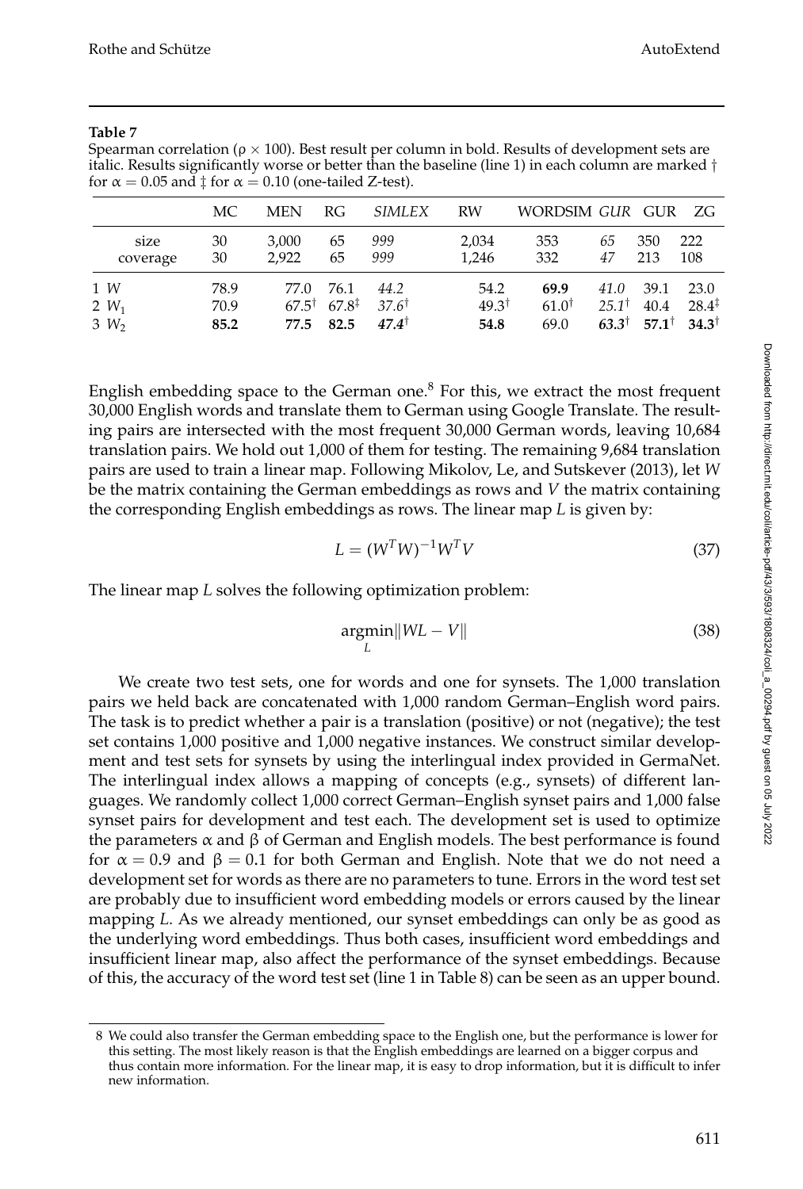**Table 7**

Spearman correlation ($\rho \times 100$). Best result per column in bold. Results of development sets are italic. Results significantly worse or better than the baseline (line 1) in each column are marked † for $\alpha = 0.05$ and ‡ for $\alpha = 0.10$ (one-tailed Z-test).

| | MC | MEN | RG | *SIMLEX* | RW | WORDSIM | *GUR* | GUR | ZG |
|---|---|---|---|---|---|---|---|---|---|
| size | 30 | 3,000 | 65 | *999* | 2,034 | 353 | *65* | 350 | 222 |
| coverage | 30 | 2,922 | 65 | *999* | 1,246 | 332 | *47* | 213 | 108 |
| 1 $W$ | 78.9 | 77.0 | 76.1 | *44.2* | 54.2 | **69.9** | *41.0* | 39.1 | 23.0 |
| 2 $W_1$ | 70.9 | 67.5† | 67.8‡ | *37.6*† | 49.3† | 61.0† | *25.1*† | 40.4 | 28.4‡ |
| 3 $W_2$ | **85.2** | **77.5** | **82.5** | ***47.4*†** | **54.8** | 69.0 | ***63.3*†** | **57.1†** | **34.3†** |

English embedding space to the German one.[8] For this, we extract the most frequent 30,000 English words and translate them to German using Google Translate. The resulting pairs are intersected with the most frequent 30,000 German words, leaving 10,684 translation pairs. We hold out 1,000 of them for testing. The remaining 9,684 translation pairs are used to train a linear map. Following Mikolov, Le, and Sutskever (2013), let $W$ be the matrix containing the German embeddings as rows and $V$ the matrix containing the corresponding English embeddings as rows. The linear map $L$ is given by:

$$L = (W^T W)^{-1} W^T V \tag{37}$$

The linear map $L$ solves the following optimization problem:

$$\underset{L}{\operatorname{argmin}} \|WL - V\| \tag{38}$$

We create two test sets, one for words and one for synsets. The 1,000 translation pairs we held back are concatenated with 1,000 random German–English word pairs. The task is to predict whether a pair is a translation (positive) or not (negative); the test set contains 1,000 positive and 1,000 negative instances. We construct similar development and test sets for synsets by using the interlingual index provided in GermaNet. The interlingual index allows a mapping of concepts (e.g., synsets) of different languages. We randomly collect 1,000 correct German–English synset pairs and 1,000 false synset pairs for development and test each. The development set is used to optimize the parameters $\alpha$ and $\beta$ of German and English models. The best performance is found for $\alpha = 0.9$ and $\beta = 0.1$ for both German and English. Note that we do not need a development set for words as there are no parameters to tune. Errors in the word test set are probably due to insufficient word embedding models or errors caused by the linear mapping $L$. As we already mentioned, our synset embeddings can only be as good as the underlying word embeddings. Thus both cases, insufficient word embeddings and insufficient linear map, also affect the performance of the synset embeddings. Because of this, the accuracy of the word test set (line 1 in Table 8) can be seen as an upper bound.

---

8 We could also transfer the German embedding space to the English one, but the performance is lower for this setting. The most likely reason is that the English embeddings are learned on a bigger corpus and thus contain more information. For the linear map, it is easy to drop information, but it is difficult to infer new information.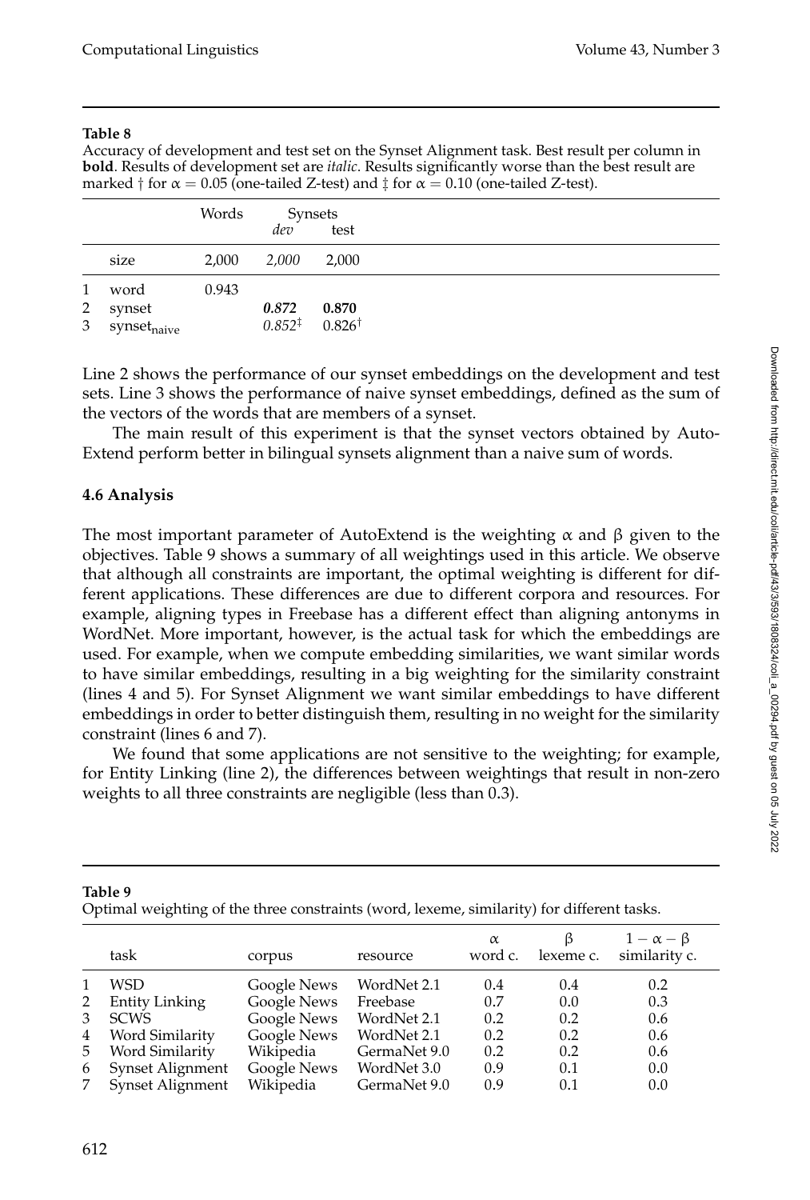**Table 8**
Accuracy of development and test set on the Synset Alignment task. Best result per column in **bold**. Results of development set are *italic*. Results significantly worse than the best result are marked † for $\alpha = 0.05$ (one-tailed Z-test) and ‡ for $\alpha = 0.10$ (one-tailed Z-test).

| | | Words | Synsets | |
|---|---|---|---|---|
| | | | *dev* | test |
| | size | 2,000 | *2,000* | 2,000 |
| 1 | word | 0.943 | | |
| 2 | synset | | ***0.872*** | **0.870** |
| 3 | $\text{synset}_{\text{naive}}$ | | *0.852*‡ | 0.826† |

Line 2 shows the performance of our synset embeddings on the development and test sets. Line 3 shows the performance of naive synset embeddings, defined as the sum of the vectors of the words that are members of a synset.

The main result of this experiment is that the synset vectors obtained by AutoExtend perform better in bilingual synsets alignment than a naive sum of words.

### 4.6 Analysis

The most important parameter of AutoExtend is the weighting $\alpha$ and $\beta$ given to the objectives. Table 9 shows a summary of all weightings used in this article. We observe that although all constraints are important, the optimal weighting is different for different applications. These differences are due to different corpora and resources. For example, aligning types in Freebase has a different effect than aligning antonyms in WordNet. More important, however, is the actual task for which the embeddings are used. For example, when we compute embedding similarities, we want similar words to have similar embeddings, resulting in a big weighting for the similarity constraint (lines 4 and 5). For Synset Alignment we want similar embeddings to have different embeddings in order to better distinguish them, resulting in no weight for the similarity constraint (lines 6 and 7).

We found that some applications are not sensitive to the weighting; for example, for Entity Linking (line 2), the differences between weightings that result in non-zero weights to all three constraints are negligible (less than 0.3).

**Table 9**
Optimal weighting of the three constraints (word, lexeme, similarity) for different tasks.

| | task | corpus | resource | $\alpha$ word c. | $\beta$ lexeme c. | $1-\alpha-\beta$ similarity c. |
|---|---|---|---|---|---|---|
| 1 | WSD | Google News | WordNet 2.1 | 0.4 | 0.4 | 0.2 |
| 2 | Entity Linking | Google News | Freebase | 0.7 | 0.0 | 0.3 |
| 3 | SCWS | Google News | WordNet 2.1 | 0.2 | 0.2 | 0.6 |
| 4 | Word Similarity | Google News | WordNet 2.1 | 0.2 | 0.2 | 0.6 |
| 5 | Word Similarity | Wikipedia | GermaNet 9.0 | 0.2 | 0.2 | 0.6 |
| 6 | Synset Alignment | Google News | WordNet 3.0 | 0.9 | 0.1 | 0.0 |
| 7 | Synset Alignment | Wikipedia | GermaNet 9.0 | 0.9 | 0.1 | 0.0 |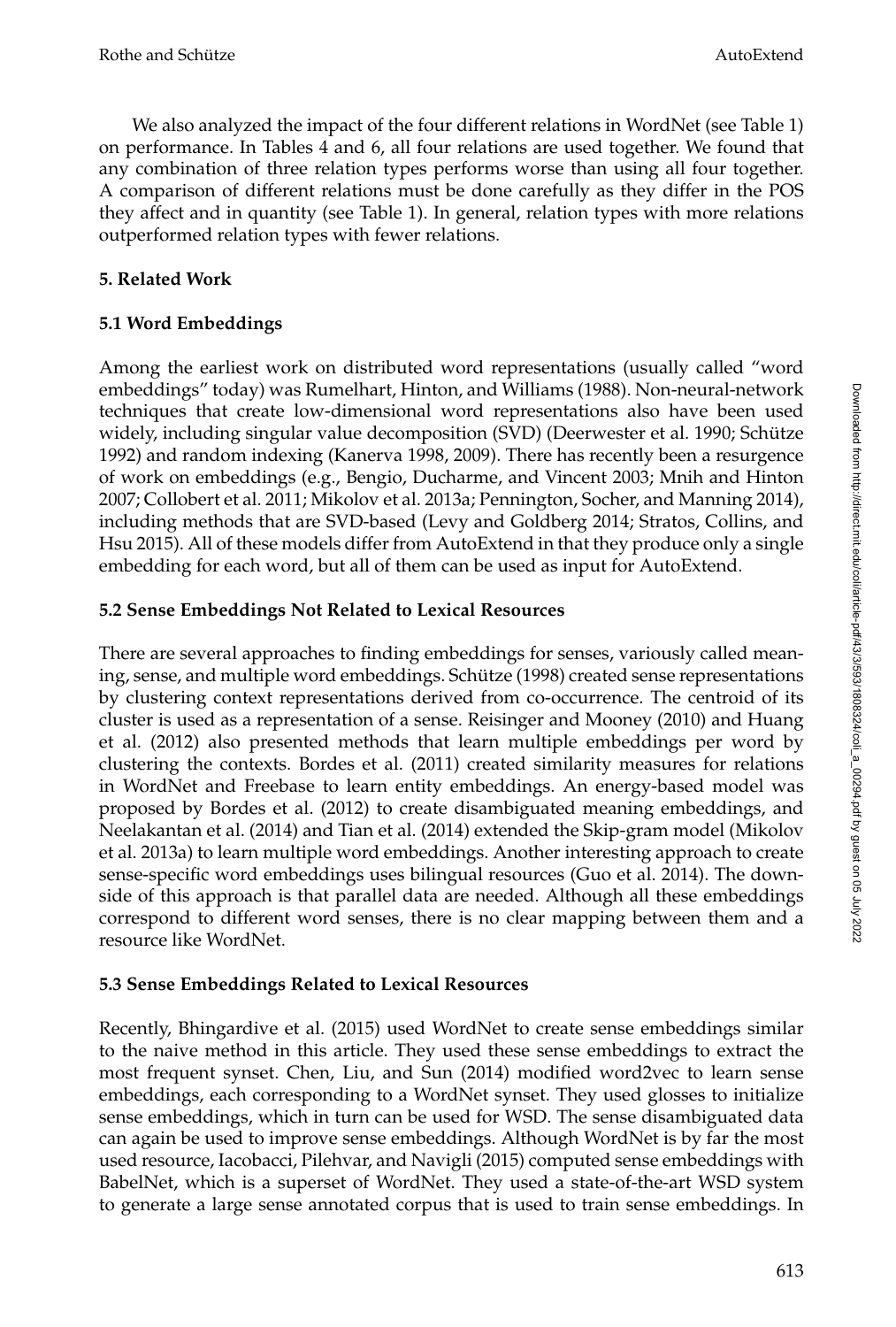We also analyzed the impact of the four different relations in WordNet (see Table 1) on performance. In Tables 4 and 6, all four relations are used together. We found that any combination of three relation types performs worse than using all four together. A comparison of different relations must be done carefully as they differ in the POS they affect and in quantity (see Table 1). In general, relation types with more relations outperformed relation types with fewer relations.

## 5. Related Work

### 5.1 Word Embeddings

Among the earliest work on distributed word representations (usually called "word embeddings" today) was Rumelhart, Hinton, and Williams (1988). Non-neural-network techniques that create low-dimensional word representations also have been used widely, including singular value decomposition (SVD) (Deerwester et al. 1990; Schütze 1992) and random indexing (Kanerva 1998, 2009). There has recently been a resurgence of work on embeddings (e.g., Bengio, Ducharme, and Vincent 2003; Mnih and Hinton 2007; Collobert et al. 2011; Mikolov et al. 2013a; Pennington, Socher, and Manning 2014), including methods that are SVD-based (Levy and Goldberg 2014; Stratos, Collins, and Hsu 2015). All of these models differ from AutoExtend in that they produce only a single embedding for each word, but all of them can be used as input for AutoExtend.

### 5.2 Sense Embeddings Not Related to Lexical Resources

There are several approaches to finding embeddings for senses, variously called meaning, sense, and multiple word embeddings. Schütze (1998) created sense representations by clustering context representations derived from co-occurrence. The centroid of its cluster is used as a representation of a sense. Reisinger and Mooney (2010) and Huang et al. (2012) also presented methods that learn multiple embeddings per word by clustering the contexts. Bordes et al. (2011) created similarity measures for relations in WordNet and Freebase to learn entity embeddings. An energy-based model was proposed by Bordes et al. (2012) to create disambiguated meaning embeddings, and Neelakantan et al. (2014) and Tian et al. (2014) extended the Skip-gram model (Mikolov et al. 2013a) to learn multiple word embeddings. Another interesting approach to create sense-specific word embeddings uses bilingual resources (Guo et al. 2014). The downside of this approach is that parallel data are needed. Although all these embeddings correspond to different word senses, there is no clear mapping between them and a resource like WordNet.

### 5.3 Sense Embeddings Related to Lexical Resources

Recently, Bhingardive et al. (2015) used WordNet to create sense embeddings similar to the naive method in this article. They used these sense embeddings to extract the most frequent synset. Chen, Liu, and Sun (2014) modified word2vec to learn sense embeddings, each corresponding to a WordNet synset. They used glosses to initialize sense embeddings, which in turn can be used for WSD. The sense disambiguated data can again be used to improve sense embeddings. Although WordNet is by far the most used resource, Iacobacci, Pilehvar, and Navigli (2015) computed sense embeddings with BabelNet, which is a superset of WordNet. They used a state-of-the-art WSD system to generate a large sense annotated corpus that is used to train sense embeddings. In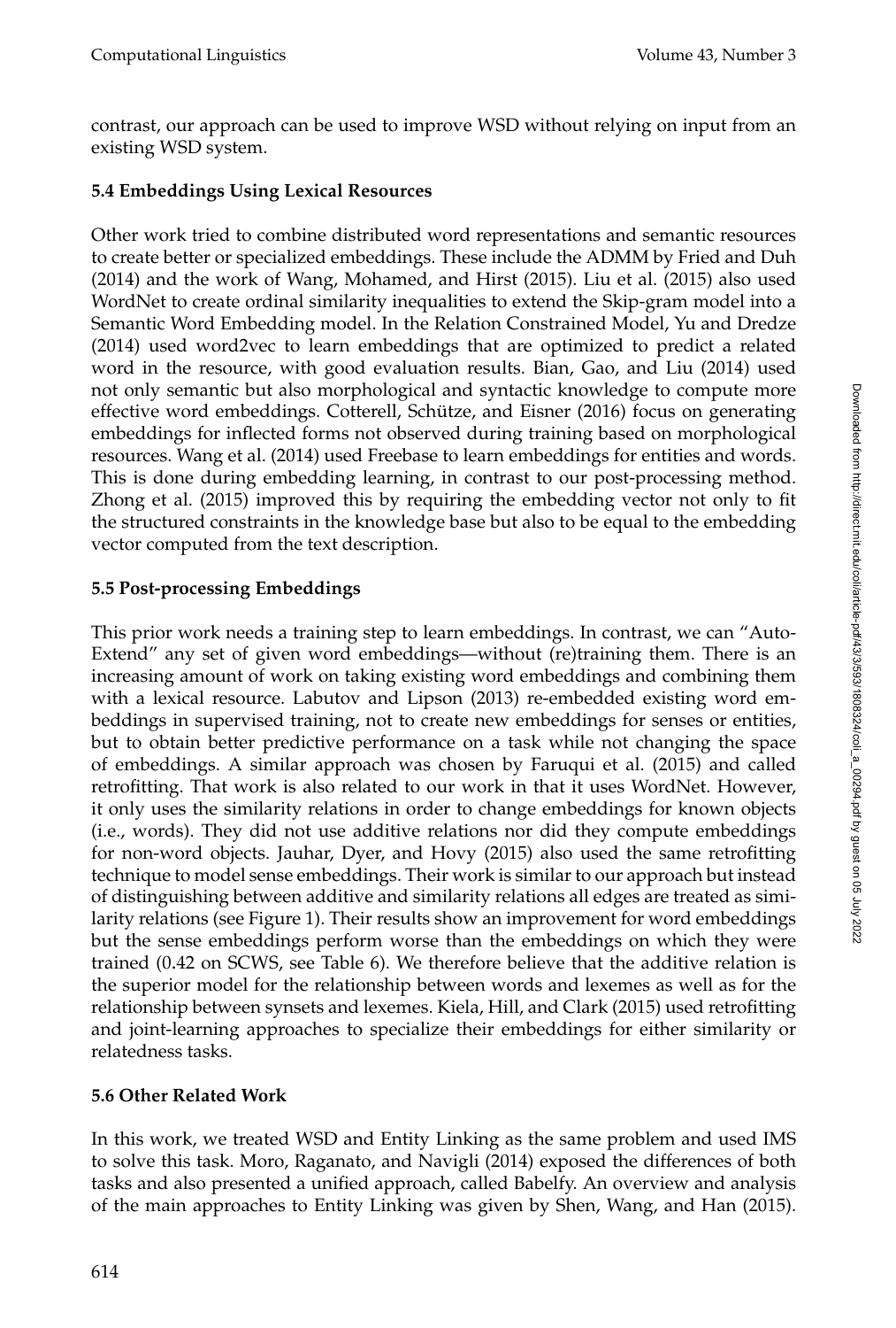contrast, our approach can be used to improve WSD without relying on input from an existing WSD system.

### 5.4 Embeddings Using Lexical Resources

Other work tried to combine distributed word representations and semantic resources to create better or specialized embeddings. These include the ADMM by Fried and Duh (2014) and the work of Wang, Mohamed, and Hirst (2015). Liu et al. (2015) also used WordNet to create ordinal similarity inequalities to extend the Skip-gram model into a Semantic Word Embedding model. In the Relation Constrained Model, Yu and Dredze (2014) used word2vec to learn embeddings that are optimized to predict a related word in the resource, with good evaluation results. Bian, Gao, and Liu (2014) used not only semantic but also morphological and syntactic knowledge to compute more effective word embeddings. Cotterell, Schütze, and Eisner (2016) focus on generating embeddings for inflected forms not observed during training based on morphological resources. Wang et al. (2014) used Freebase to learn embeddings for entities and words. This is done during embedding learning, in contrast to our post-processing method. Zhong et al. (2015) improved this by requiring the embedding vector not only to fit the structured constraints in the knowledge base but also to be equal to the embedding vector computed from the text description.

### 5.5 Post-processing Embeddings

This prior work needs a training step to learn embeddings. In contrast, we can "AutoExtend" any set of given word embeddings—without (re)training them. There is an increasing amount of work on taking existing word embeddings and combining them with a lexical resource. Labutov and Lipson (2013) re-embedded existing word embeddings in supervised training, not to create new embeddings for senses or entities, but to obtain better predictive performance on a task while not changing the space of embeddings. A similar approach was chosen by Faruqui et al. (2015) and called retrofitting. That work is also related to our work in that it uses WordNet. However, it only uses the similarity relations in order to change embeddings for known objects (i.e., words). They did not use additive relations nor did they compute embeddings for non-word objects. Jauhar, Dyer, and Hovy (2015) also used the same retrofitting technique to model sense embeddings. Their work is similar to our approach but instead of distinguishing between additive and similarity relations all edges are treated as similarity relations (see Figure 1). Their results show an improvement for word embeddings but the sense embeddings perform worse than the embeddings on which they were trained (0.42 on SCWS, see Table 6). We therefore believe that the additive relation is the superior model for the relationship between words and lexemes as well as for the relationship between synsets and lexemes. Kiela, Hill, and Clark (2015) used retrofitting and joint-learning approaches to specialize their embeddings for either similarity or relatedness tasks.

### 5.6 Other Related Work

In this work, we treated WSD and Entity Linking as the same problem and used IMS to solve this task. Moro, Raganato, and Navigli (2014) exposed the differences of both tasks and also presented a unified approach, called Babelfy. An overview and analysis of the main approaches to Entity Linking was given by Shen, Wang, and Han (2015).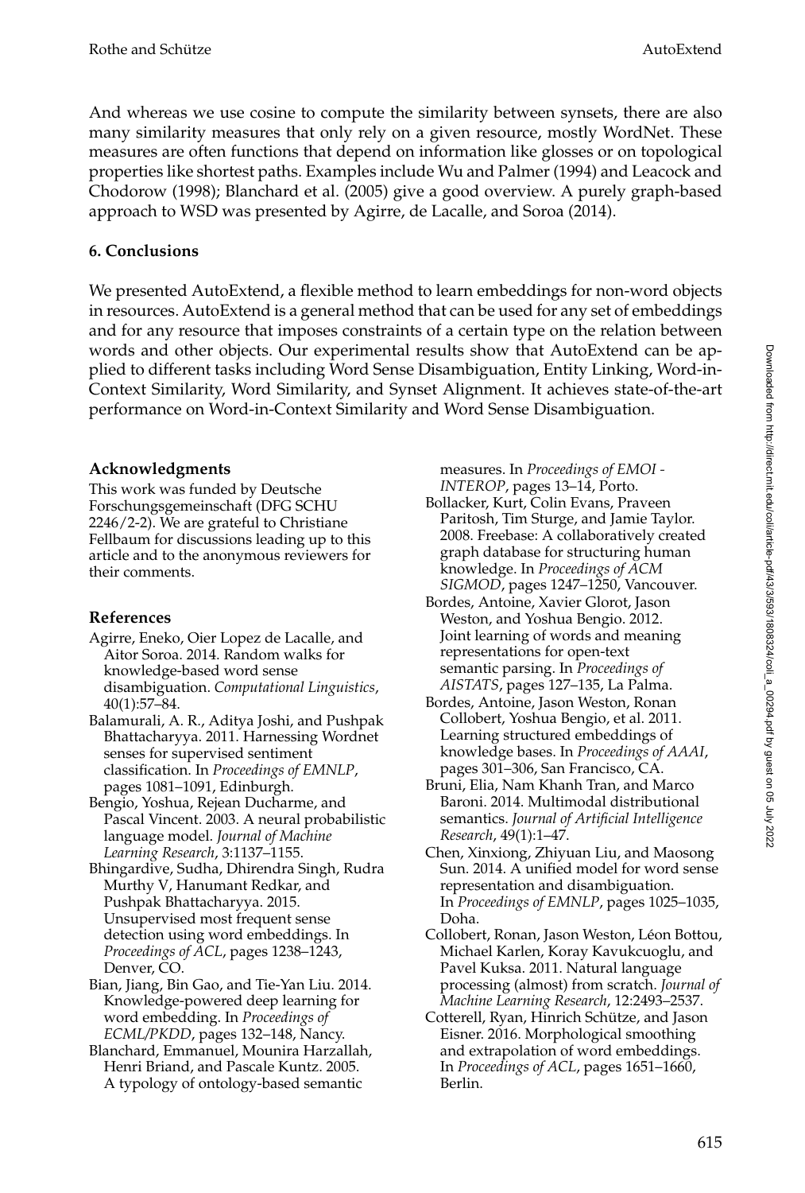And whereas we use cosine to compute the similarity between synsets, there are also many similarity measures that only rely on a given resource, mostly WordNet. These measures are often functions that depend on information like glosses or on topological properties like shortest paths. Examples include Wu and Palmer (1994) and Leacock and Chodorow (1998); Blanchard et al. (2005) give a good overview. A purely graph-based approach to WSD was presented by Agirre, de Lacalle, and Soroa (2014).

## 6. Conclusions

We presented AutoExtend, a flexible method to learn embeddings for non-word objects in resources. AutoExtend is a general method that can be used for any set of embeddings and for any resource that imposes constraints of a certain type on the relation between words and other objects. Our experimental results show that AutoExtend can be applied to different tasks including Word Sense Disambiguation, Entity Linking, Word-in-Context Similarity, Word Similarity, and Synset Alignment. It achieves state-of-the-art performance on Word-in-Context Similarity and Word Sense Disambiguation.

### Acknowledgments

This work was funded by Deutsche Forschungsgemeinschaft (DFG SCHU 2246/2-2). We are grateful to Christiane Fellbaum for discussions leading up to this article and to the anonymous reviewers for their comments.

### References

Agirre, Eneko, Oier Lopez de Lacalle, and Aitor Soroa. 2014. Random walks for knowledge-based word sense disambiguation. *Computational Linguistics*, 40(1):57–84.

Balamurali, A. R., Aditya Joshi, and Pushpak Bhattacharyya. 2011. Harnessing Wordnet senses for supervised sentiment classification. In *Proceedings of EMNLP*, pages 1081–1091, Edinburgh.

Bengio, Yoshua, Rejean Ducharme, and Pascal Vincent. 2003. A neural probabilistic language model. *Journal of Machine Learning Research*, 3:1137–1155.

Bhingardive, Sudha, Dhirendra Singh, Rudra Murthy V, Hanumant Redkar, and Pushpak Bhattacharyya. 2015. Unsupervised most frequent sense detection using word embeddings. In *Proceedings of ACL*, pages 1238–1243, Denver, CO.

Bian, Jiang, Bin Gao, and Tie-Yan Liu. 2014. Knowledge-powered deep learning for word embedding. In *Proceedings of ECML/PKDD*, pages 132–148, Nancy.

Blanchard, Emmanuel, Mounira Harzallah, Henri Briand, and Pascale Kuntz. 2005. A typology of ontology-based semantic measures. In *Proceedings of EMOI - INTEROP*, pages 13–14, Porto.

Bollacker, Kurt, Colin Evans, Praveen Paritosh, Tim Sturge, and Jamie Taylor. 2008. Freebase: A collaboratively created graph database for structuring human knowledge. In *Proceedings of ACM SIGMOD*, pages 1247–1250, Vancouver.

Bordes, Antoine, Xavier Glorot, Jason Weston, and Yoshua Bengio. 2012. Joint learning of words and meaning representations for open-text semantic parsing. In *Proceedings of AISTATS*, pages 127–135, La Palma.

Bordes, Antoine, Jason Weston, Ronan Collobert, Yoshua Bengio, et al. 2011. Learning structured embeddings of knowledge bases. In *Proceedings of AAAI*, pages 301–306, San Francisco, CA.

Bruni, Elia, Nam Khanh Tran, and Marco Baroni. 2014. Multimodal distributional semantics. *Journal of Artificial Intelligence Research*, 49(1):1–47.

Chen, Xinxiong, Zhiyuan Liu, and Maosong Sun. 2014. A unified model for word sense representation and disambiguation. In *Proceedings of EMNLP*, pages 1025–1035, Doha.

Collobert, Ronan, Jason Weston, Léon Bottou, Michael Karlen, Koray Kavukcuoglu, and Pavel Kuksa. 2011. Natural language processing (almost) from scratch. *Journal of Machine Learning Research*, 12:2493–2537.

Cotterell, Ryan, Hinrich Schütze, and Jason Eisner. 2016. Morphological smoothing and extrapolation of word embeddings. In *Proceedings of ACL*, pages 1651–1660, Berlin.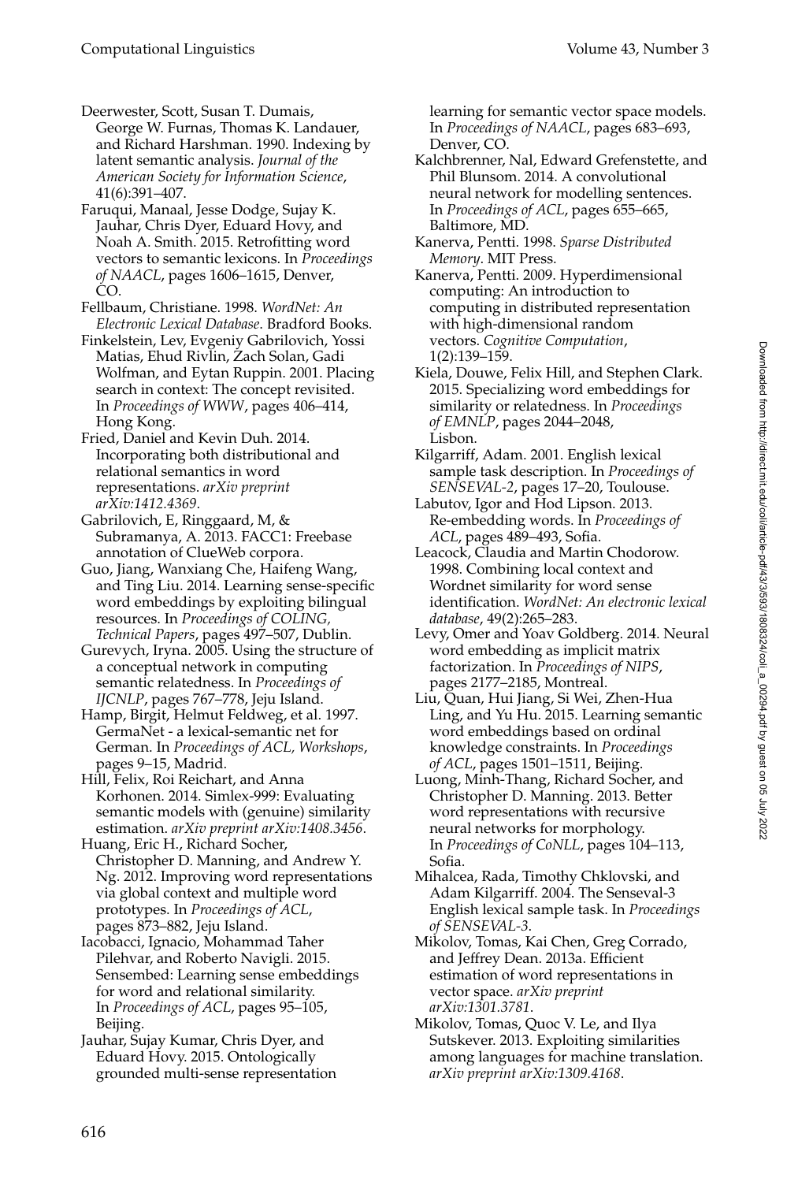Deerwester, Scott, Susan T. Dumais, George W. Furnas, Thomas K. Landauer, and Richard Harshman. 1990. Indexing by latent semantic analysis. *Journal of the American Society for Information Science*, 41(6):391–407.

Faruqui, Manaal, Jesse Dodge, Sujay K. Jauhar, Chris Dyer, Eduard Hovy, and Noah A. Smith. 2015. Retrofitting word vectors to semantic lexicons. In *Proceedings of NAACL*, pages 1606–1615, Denver, CO.

Fellbaum, Christiane. 1998. *WordNet: An Electronic Lexical Database*. Bradford Books.

Finkelstein, Lev, Evgeniy Gabrilovich, Yossi Matias, Ehud Rivlin, Zach Solan, Gadi Wolfman, and Eytan Ruppin. 2001. Placing search in context: The concept revisited. In *Proceedings of WWW*, pages 406–414, Hong Kong.

Fried, Daniel and Kevin Duh. 2014. Incorporating both distributional and relational semantics in word representations. *arXiv preprint arXiv:1412.4369*.

Gabrilovich, E, Ringgaard, M, & Subramanya, A. 2013. FACC1: Freebase annotation of ClueWeb corpora.

Guo, Jiang, Wanxiang Che, Haifeng Wang, and Ting Liu. 2014. Learning sense-specific word embeddings by exploiting bilingual resources. In *Proceedings of COLING, Technical Papers*, pages 497–507, Dublin.

Gurevych, Iryna. 2005. Using the structure of a conceptual network in computing semantic relatedness. In *Proceedings of IJCNLP*, pages 767–778, Jeju Island.

Hamp, Birgit, Helmut Feldweg, et al. 1997. GermaNet - a lexical-semantic net for German. In *Proceedings of ACL, Workshops*, pages 9–15, Madrid.

Hill, Felix, Roi Reichart, and Anna Korhonen. 2014. Simlex-999: Evaluating semantic models with (genuine) similarity estimation. *arXiv preprint arXiv:1408.3456*.

Huang, Eric H., Richard Socher, Christopher D. Manning, and Andrew Y. Ng. 2012. Improving word representations via global context and multiple word prototypes. In *Proceedings of ACL*, pages 873–882, Jeju Island.

Iacobacci, Ignacio, Mohammad Taher Pilehvar, and Roberto Navigli. 2015. Sensembed: Learning sense embeddings for word and relational similarity. In *Proceedings of ACL*, pages 95–105, Beijing.

Jauhar, Sujay Kumar, Chris Dyer, and Eduard Hovy. 2015. Ontologically grounded multi-sense representation learning for semantic vector space models. In *Proceedings of NAACL*, pages 683–693, Denver, CO.

Kalchbrenner, Nal, Edward Grefenstette, and Phil Blunsom. 2014. A convolutional neural network for modelling sentences. In *Proceedings of ACL*, pages 655–665, Baltimore, MD.

Kanerva, Pentti. 1998. *Sparse Distributed Memory*. MIT Press.

Kanerva, Pentti. 2009. Hyperdimensional computing: An introduction to computing in distributed representation with high-dimensional random vectors. *Cognitive Computation*, 1(2):139–159.

Kiela, Douwe, Felix Hill, and Stephen Clark. 2015. Specializing word embeddings for similarity or relatedness. In *Proceedings of EMNLP*, pages 2044–2048, Lisbon.

Kilgarriff, Adam. 2001. English lexical sample task description. In *Proceedings of SENSEVAL-2*, pages 17–20, Toulouse.

Labutov, Igor and Hod Lipson. 2013. Re-embedding words. In *Proceedings of ACL*, pages 489–493, Sofia.

Leacock, Claudia and Martin Chodorow. 1998. Combining local context and Wordnet similarity for word sense identification. *WordNet: An electronic lexical database*, 49(2):265–283.

Levy, Omer and Yoav Goldberg. 2014. Neural word embedding as implicit matrix factorization. In *Proceedings of NIPS*, pages 2177–2185, Montreal.

Liu, Quan, Hui Jiang, Si Wei, Zhen-Hua Ling, and Yu Hu. 2015. Learning semantic word embeddings based on ordinal knowledge constraints. In *Proceedings of ACL*, pages 1501–1511, Beijing.

Luong, Minh-Thang, Richard Socher, and Christopher D. Manning. 2013. Better word representations with recursive neural networks for morphology. In *Proceedings of CoNLL*, pages 104–113, Sofia.

Mihalcea, Rada, Timothy Chklovski, and Adam Kilgarriff. 2004. The Senseval-3 English lexical sample task. In *Proceedings of SENSEVAL-3*.

Mikolov, Tomas, Kai Chen, Greg Corrado, and Jeffrey Dean. 2013a. Efficient estimation of word representations in vector space. *arXiv preprint arXiv:1301.3781*.

Mikolov, Tomas, Quoc V. Le, and Ilya Sutskever. 2013. Exploiting similarities among languages for machine translation. *arXiv preprint arXiv:1309.4168*.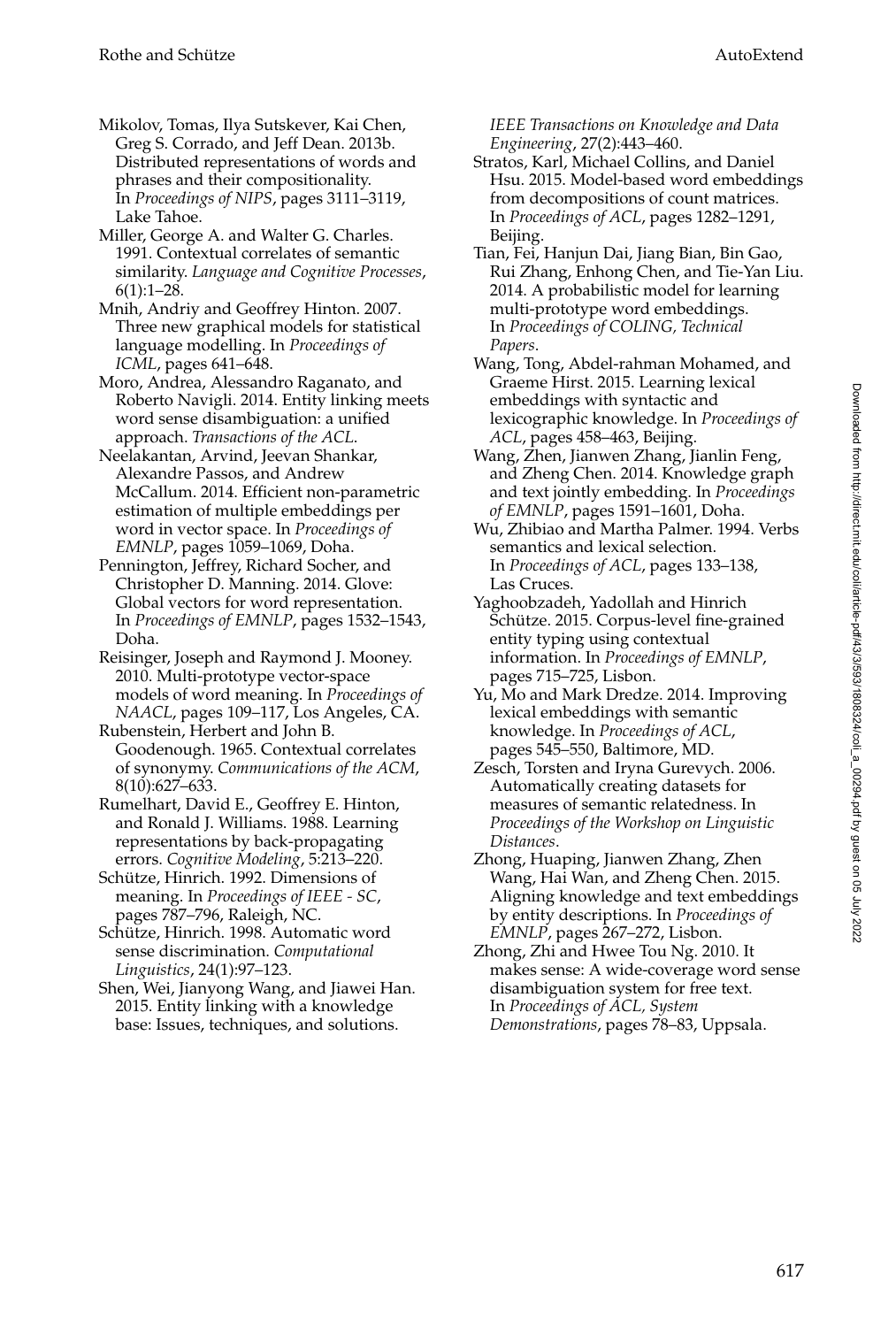Mikolov, Tomas, Ilya Sutskever, Kai Chen, Greg S. Corrado, and Jeff Dean. 2013b. Distributed representations of words and phrases and their compositionality. In *Proceedings of NIPS*, pages 3111–3119, Lake Tahoe.

Miller, George A. and Walter G. Charles. 1991. Contextual correlates of semantic similarity. *Language and Cognitive Processes*, 6(1):1–28.

Mnih, Andriy and Geoffrey Hinton. 2007. Three new graphical models for statistical language modelling. In *Proceedings of ICML*, pages 641–648.

Moro, Andrea, Alessandro Raganato, and Roberto Navigli. 2014. Entity linking meets word sense disambiguation: a unified approach. *Transactions of the ACL*.

Neelakantan, Arvind, Jeevan Shankar, Alexandre Passos, and Andrew McCallum. 2014. Efficient non-parametric estimation of multiple embeddings per word in vector space. In *Proceedings of EMNLP*, pages 1059–1069, Doha.

Pennington, Jeffrey, Richard Socher, and Christopher D. Manning. 2014. Glove: Global vectors for word representation. In *Proceedings of EMNLP*, pages 1532–1543, Doha.

Reisinger, Joseph and Raymond J. Mooney. 2010. Multi-prototype vector-space models of word meaning. In *Proceedings of NAACL*, pages 109–117, Los Angeles, CA.

Rubenstein, Herbert and John B. Goodenough. 1965. Contextual correlates of synonymy. *Communications of the ACM*, 8(10):627–633.

Rumelhart, David E., Geoffrey E. Hinton, and Ronald J. Williams. 1988. Learning representations by back-propagating errors. *Cognitive Modeling*, 5:213–220.

Schütze, Hinrich. 1992. Dimensions of meaning. In *Proceedings of IEEE - SC*, pages 787–796, Raleigh, NC.

Schütze, Hinrich. 1998. Automatic word sense discrimination. *Computational Linguistics*, 24(1):97–123.

Shen, Wei, Jianyong Wang, and Jiawei Han. 2015. Entity linking with a knowledge base: Issues, techniques, and solutions. *IEEE Transactions on Knowledge and Data Engineering*, 27(2):443–460.

Stratos, Karl, Michael Collins, and Daniel Hsu. 2015. Model-based word embeddings from decompositions of count matrices. In *Proceedings of ACL*, pages 1282–1291, Beijing.

Tian, Fei, Hanjun Dai, Jiang Bian, Bin Gao, Rui Zhang, Enhong Chen, and Tie-Yan Liu. 2014. A probabilistic model for learning multi-prototype word embeddings. In *Proceedings of COLING, Technical Papers*.

Wang, Tong, Abdel-rahman Mohamed, and Graeme Hirst. 2015. Learning lexical embeddings with syntactic and lexicographic knowledge. In *Proceedings of ACL*, pages 458–463, Beijing.

Wang, Zhen, Jianwen Zhang, Jianlin Feng, and Zheng Chen. 2014. Knowledge graph and text jointly embedding. In *Proceedings of EMNLP*, pages 1591–1601, Doha.

Wu, Zhibiao and Martha Palmer. 1994. Verbs semantics and lexical selection. In *Proceedings of ACL*, pages 133–138, Las Cruces.

Yaghoobzadeh, Yadollah and Hinrich Schütze. 2015. Corpus-level fine-grained entity typing using contextual information. In *Proceedings of EMNLP*, pages 715–725, Lisbon.

Yu, Mo and Mark Dredze. 2014. Improving lexical embeddings with semantic knowledge. In *Proceedings of ACL*, pages 545–550, Baltimore, MD.

Zesch, Torsten and Iryna Gurevych. 2006. Automatically creating datasets for measures of semantic relatedness. In *Proceedings of the Workshop on Linguistic Distances*.

Zhong, Huaping, Jianwen Zhang, Zhen Wang, Hai Wan, and Zheng Chen. 2015. Aligning knowledge and text embeddings by entity descriptions. In *Proceedings of EMNLP*, pages 267–272, Lisbon.

Zhong, Zhi and Hwee Tou Ng. 2010. It makes sense: A wide-coverage word sense disambiguation system for free text. In *Proceedings of ACL, System Demonstrations*, pages 78–83, Uppsala.